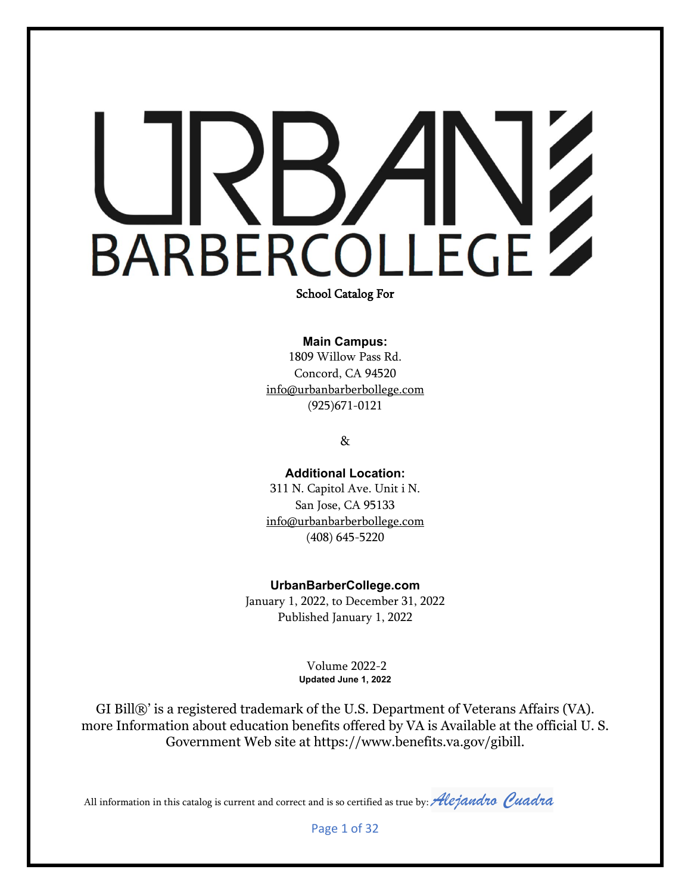# URBAN BARBERCOLLEGE

School Catalog For

**Main Campus:**
1809 Willow Pass Rd.
Concord, CA 94520
info@urbanbarberbollege.com
(925)671-0121

&

**Additional Location:**
311 N. Capitol Ave. Unit i N.
San Jose, CA 95133
info@urbanbarberbollege.com
(408) 645-5220

**UrbanBarberCollege.com**
January 1, 2022, to December 31, 2022
Published January 1, 2022

Volume 2022-2
**Updated June 1, 2022**

GI Bill®' is a registered trademark of the U.S. Department of Veterans Affairs (VA). more Information about education benefits offered by VA is Available at the official U. S. Government Web site at https://www.benefits.va.gov/gibill.

All information in this catalog is current and correct and is so certified as true by: *Alejandro Cuadra*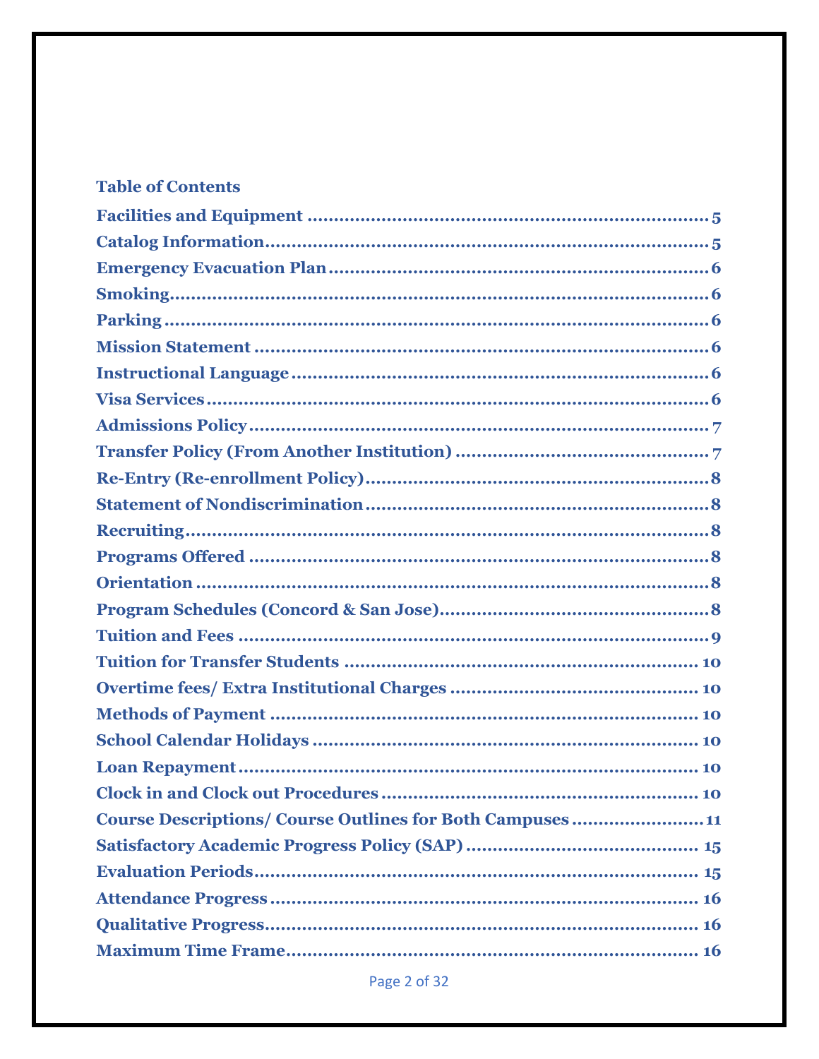## Table of Contents

Facilities and Equipment ........................................................................ 5
Catalog Information.................................................................................. 5
Emergency Evacuation Plan..................................................................... 6
Smoking.................................................................................................... 6
Parking ...................................................................................................... 6
Mission Statement .................................................................................... 6
Instructional Language............................................................................. 6
Visa Services............................................................................................. 6
Admissions Policy..................................................................................... 7
Transfer Policy (From Another Institution) ............................................... 7
Re-Entry (Re-enrollment Policy)............................................................... 8
Statement of Nondiscrimination............................................................... 8
Recruiting.................................................................................................. 8
Programs Offered ..................................................................................... 8
Orientation ................................................................................................ 8
Program Schedules (Concord & San Jose)................................................ 8
Tuition and Fees ....................................................................................... 9
Tuition for Transfer Students .................................................................. 10
Overtime fees/ Extra Institutional Charges ............................................. 10
Methods of Payment ............................................................................... 10
School Calendar Holidays ........................................................................ 10
Loan Repayment....................................................................................... 10
Clock in and Clock out Procedures .......................................................... 10
Course Descriptions/ Course Outlines for Both Campuses ...................... 11
Satisfactory Academic Progress Policy (SAP) .......................................... 15
Evaluation Periods.................................................................................... 15
Attendance Progress ................................................................................ 16
Qualitative Progress.................................................................................. 16
Maximum Time Frame.............................................................................. 16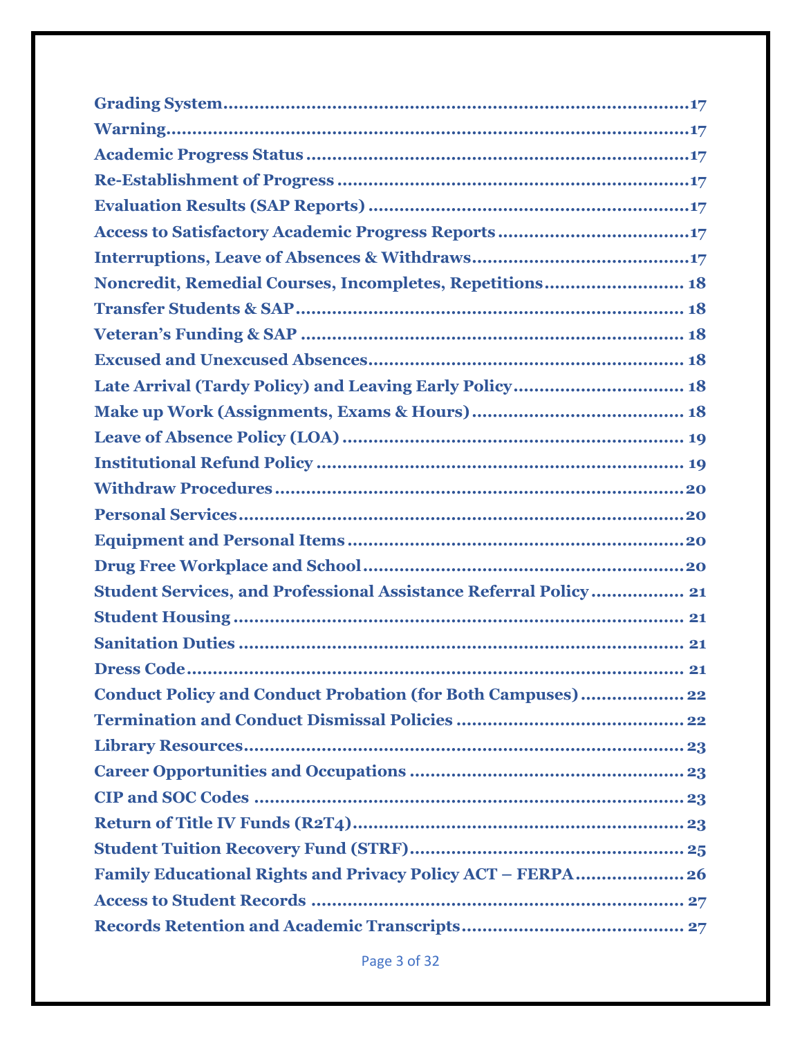Grading System .......................................................................... 17
Warning ........................................................................................ 17
Academic Progress Status ........................................................... 17
Re-Establishment of Progress ..................................................... 17
Evaluation Results (SAP Reports) ............................................... 17
Access to Satisfactory Academic Progress Reports ...................... 17
Interruptions, Leave of Absences & Withdraws ........................... 17
Noncredit, Remedial Courses, Incompletes, Repetitions ............. 18
Transfer Students & SAP ............................................................ 18
Veteran's Funding & SAP ........................................................... 18
Excused and Unexcused Absences .............................................. 18
Late Arrival (Tardy Policy) and Leaving Early Policy ................... 18
Make up Work (Assignments, Exams & Hours) ........................... 18
Leave of Absence Policy (LOA) ................................................... 19
Institutional Refund Policy ......................................................... 19
Withdraw Procedures .................................................................. 20
Personal Services ........................................................................ 20
Equipment and Personal Items ................................................... 20
Drug Free Workplace and School ................................................ 20
Student Services, and Professional Assistance Referral Policy .... 21
Student Housing ......................................................................... 21
Sanitation Duties ........................................................................ 21
Dress Code .................................................................................. 21
Conduct Policy and Conduct Probation (for Both Campuses) ...... 22
Termination and Conduct Dismissal Policies .............................. 22
Library Resources ....................................................................... 23
Career Opportunities and Occupations ....................................... 23
CIP and SOC Codes ..................................................................... 23
Return of Title IV Funds (R2T4) .................................................. 23
Student Tuition Recovery Fund (STRF) ....................................... 25
Family Educational Rights and Privacy Policy ACT – FERPA ....... 26
Access to Student Records .......................................................... 27
Records Retention and Academic Transcripts ............................. 27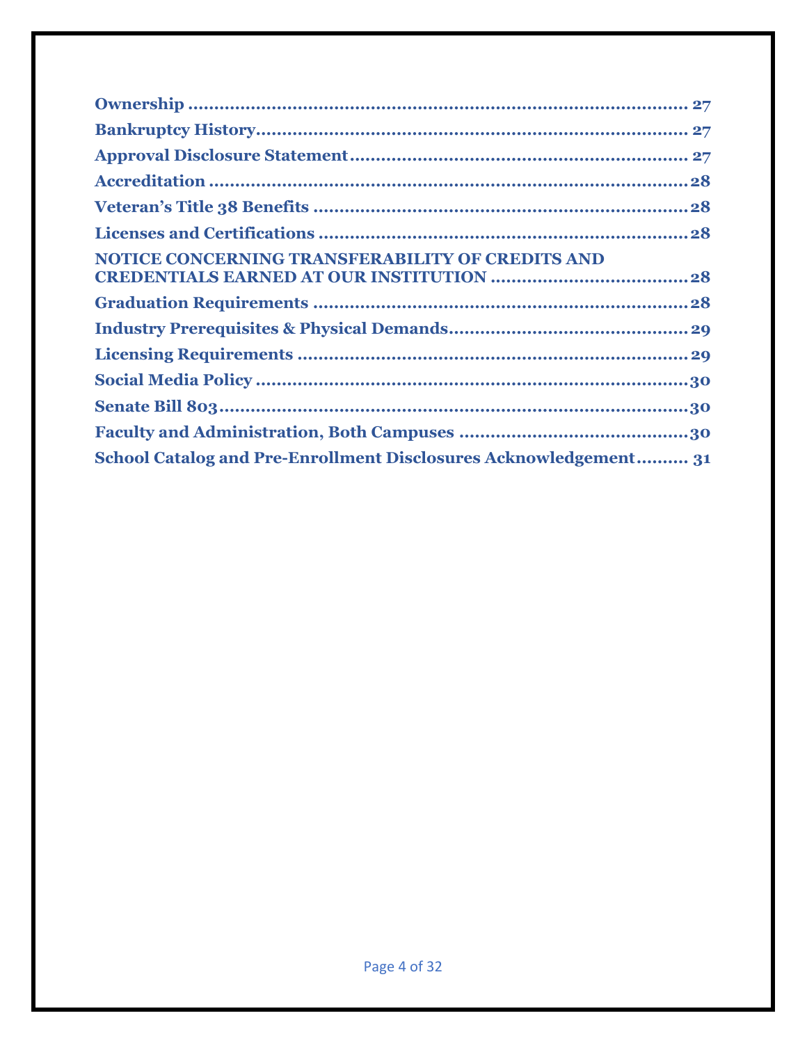**Ownership ........................................................................................ 27**

**Bankruptcy History................................................................................... 27**

**Approval Disclosure Statement................................................................. 27**

**Accreditation ........................................................................................28**

**Veteran's Title 38 Benefits .......................................................................28**

**Licenses and Certifications .......................................................................28**

**NOTICE CONCERNING TRANSFERABILITY OF CREDITS AND CREDENTIALS EARNED AT OUR INSTITUTION .......................................28**

**Graduation Requirements .........................................................................28**

**Industry Prerequisites & Physical Demands..............................................29**

**Licensing Requirements ............................................................................29**

**Social Media Policy ....................................................................................30**

**Senate Bill 803...........................................................................................30**

**Faculty and Administration, Both Campuses ............................................30**

**School Catalog and Pre-Enrollment Disclosures Acknowledgement.......... 31**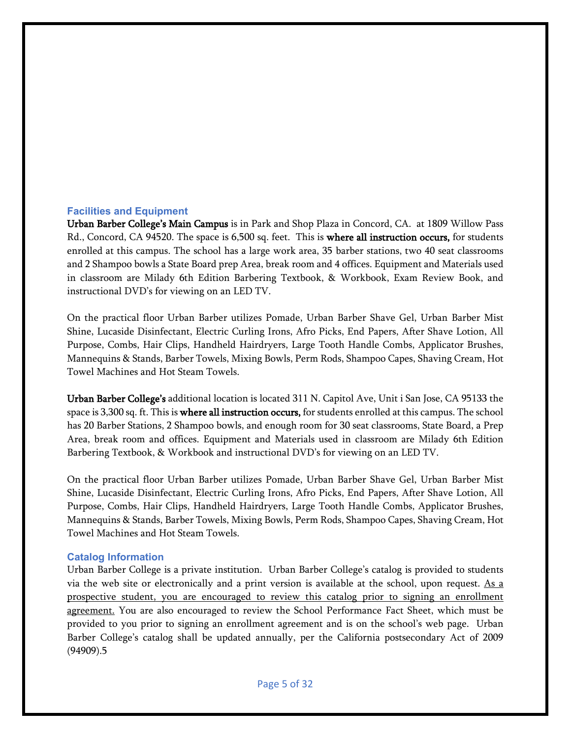## Facilities and Equipment

**Urban Barber College's Main Campus** is in Park and Shop Plaza in Concord, CA. at 1809 Willow Pass Rd., Concord, CA 94520. The space is 6,500 sq. feet. This is **where all instruction occurs,** for students enrolled at this campus. The school has a large work area, 35 barber stations, two 40 seat classrooms and 2 Shampoo bowls a State Board prep Area, break room and 4 offices. Equipment and Materials used in classroom are Milady 6th Edition Barbering Textbook, & Workbook, Exam Review Book, and instructional DVD's for viewing on an LED TV.

On the practical floor Urban Barber utilizes Pomade, Urban Barber Shave Gel, Urban Barber Mist Shine, Lucaside Disinfectant, Electric Curling Irons, Afro Picks, End Papers, After Shave Lotion, All Purpose, Combs, Hair Clips, Handheld Hairdryers, Large Tooth Handle Combs, Applicator Brushes, Mannequins & Stands, Barber Towels, Mixing Bowls, Perm Rods, Shampoo Capes, Shaving Cream, Hot Towel Machines and Hot Steam Towels.

**Urban Barber College's** additional location is located 311 N. Capitol Ave, Unit i San Jose, CA 95133 the space is 3,300 sq. ft. This is **where all instruction occurs,** for students enrolled at this campus. The school has 20 Barber Stations, 2 Shampoo bowls, and enough room for 30 seat classrooms, State Board, a Prep Area, break room and offices. Equipment and Materials used in classroom are Milady 6th Edition Barbering Textbook, & Workbook and instructional DVD's for viewing on an LED TV.

On the practical floor Urban Barber utilizes Pomade, Urban Barber Shave Gel, Urban Barber Mist Shine, Lucaside Disinfectant, Electric Curling Irons, Afro Picks, End Papers, After Shave Lotion, All Purpose, Combs, Hair Clips, Handheld Hairdryers, Large Tooth Handle Combs, Applicator Brushes, Mannequins & Stands, Barber Towels, Mixing Bowls, Perm Rods, Shampoo Capes, Shaving Cream, Hot Towel Machines and Hot Steam Towels.

## Catalog Information

Urban Barber College is a private institution. Urban Barber College's catalog is provided to students via the web site or electronically and a print version is available at the school, upon request. <u>As a prospective student, you are encouraged to review this catalog prior to signing an enrollment agreement.</u> You are also encouraged to review the School Performance Fact Sheet, which must be provided to you prior to signing an enrollment agreement and is on the school's web page. Urban Barber College's catalog shall be updated annually, per the California postsecondary Act of 2009 (94909).5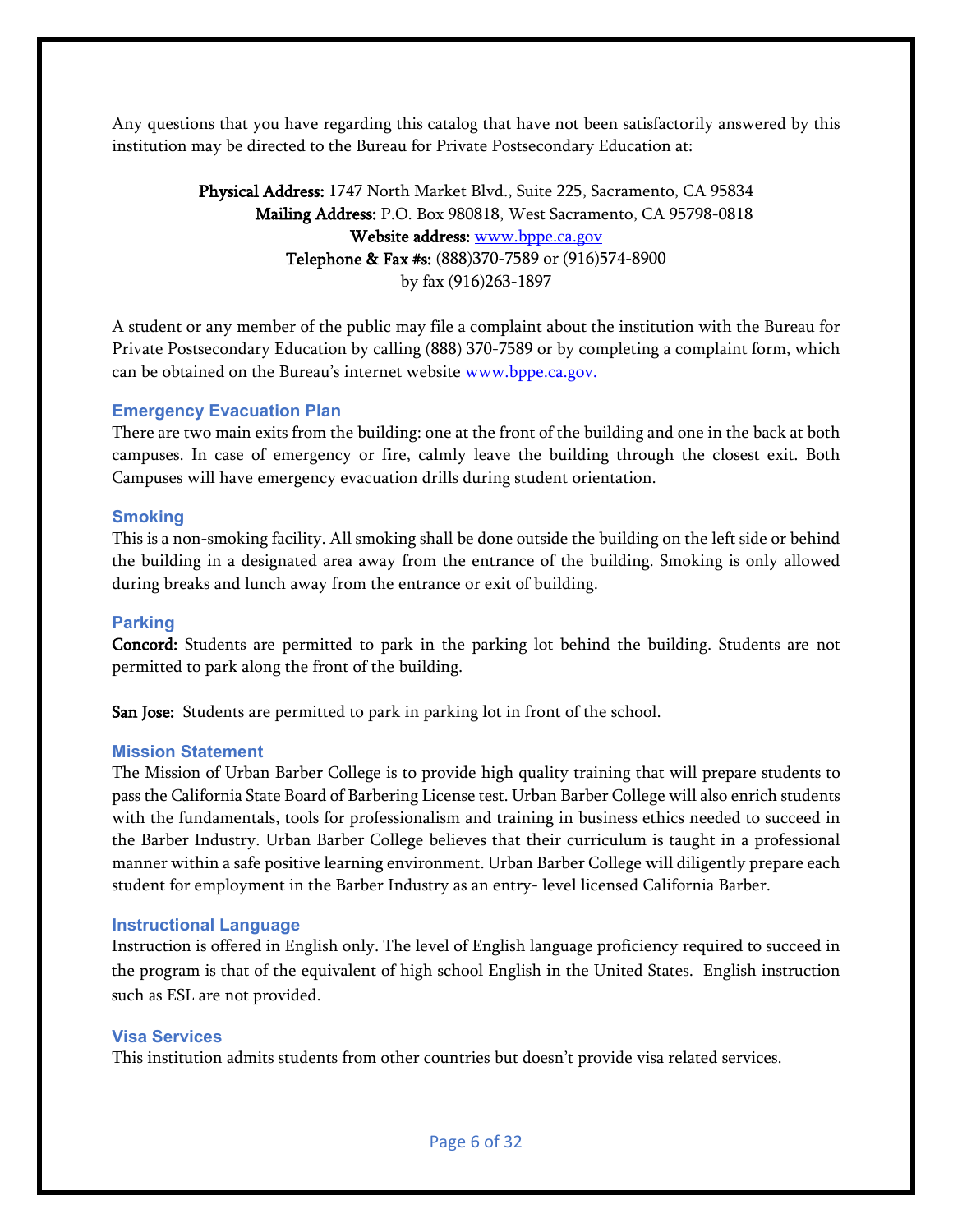Any questions that you have regarding this catalog that have not been satisfactorily answered by this institution may be directed to the Bureau for Private Postsecondary Education at:

**Physical Address:** 1747 North Market Blvd., Suite 225, Sacramento, CA 95834
**Mailing Address:** P.O. Box 980818, West Sacramento, CA 95798-0818
**Website address:** [www.bppe.ca.gov](http://www.bppe.ca.gov)
**Telephone & Fax #s:** (888)370-7589 or (916)574-8900
by fax (916)263-1897

A student or any member of the public may file a complaint about the institution with the Bureau for Private Postsecondary Education by calling (888) 370-7589 or by completing a complaint form, which can be obtained on the Bureau's internet website [www.bppe.ca.gov.](http://www.bppe.ca.gov)

### Emergency Evacuation Plan

There are two main exits from the building: one at the front of the building and one in the back at both campuses. In case of emergency or fire, calmly leave the building through the closest exit. Both Campuses will have emergency evacuation drills during student orientation.

### Smoking

This is a non-smoking facility. All smoking shall be done outside the building on the left side or behind the building in a designated area away from the entrance of the building. Smoking is only allowed during breaks and lunch away from the entrance or exit of building.

### Parking

**Concord:** Students are permitted to park in the parking lot behind the building. Students are not permitted to park along the front of the building.

**San Jose:** Students are permitted to park in parking lot in front of the school.

### Mission Statement

The Mission of Urban Barber College is to provide high quality training that will prepare students to pass the California State Board of Barbering License test. Urban Barber College will also enrich students with the fundamentals, tools for professionalism and training in business ethics needed to succeed in the Barber Industry. Urban Barber College believes that their curriculum is taught in a professional manner within a safe positive learning environment. Urban Barber College will diligently prepare each student for employment in the Barber Industry as an entry- level licensed California Barber.

### Instructional Language

Instruction is offered in English only. The level of English language proficiency required to succeed in the program is that of the equivalent of high school English in the United States. English instruction such as ESL are not provided.

### Visa Services

This institution admits students from other countries but doesn't provide visa related services.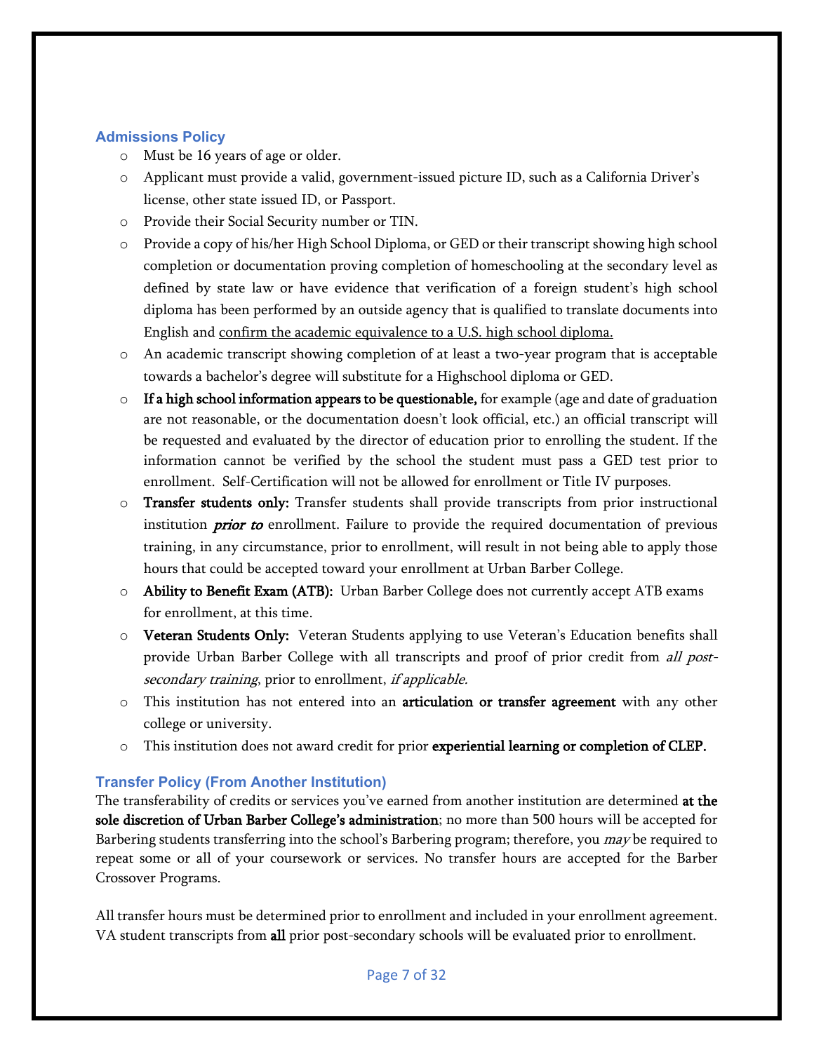## Admissions Policy

- Must be 16 years of age or older.
- Applicant must provide a valid, government-issued picture ID, such as a California Driver's license, other state issued ID, or Passport.
- Provide their Social Security number or TIN.
- Provide a copy of his/her High School Diploma, or GED or their transcript showing high school completion or documentation proving completion of homeschooling at the secondary level as defined by state law or have evidence that verification of a foreign student's high school diploma has been performed by an outside agency that is qualified to translate documents into English and <u>confirm the academic equivalence to a U.S. high school diploma.</u>
- An academic transcript showing completion of at least a two-year program that is acceptable towards a bachelor's degree will substitute for a Highschool diploma or GED.
- **If a high school information appears to be questionable,** for example (age and date of graduation are not reasonable, or the documentation doesn't look official, etc.) an official transcript will be requested and evaluated by the director of education prior to enrolling the student. If the information cannot be verified by the school the student must pass a GED test prior to enrollment. Self-Certification will not be allowed for enrollment or Title IV purposes.
- **Transfer students only:** Transfer students shall provide transcripts from prior instructional institution ***prior to*** enrollment. Failure to provide the required documentation of previous training, in any circumstance, prior to enrollment, will result in not being able to apply those hours that could be accepted toward your enrollment at Urban Barber College.
- **Ability to Benefit Exam (ATB):** Urban Barber College does not currently accept ATB exams for enrollment, at this time.
- **Veteran Students Only:** Veteran Students applying to use Veteran's Education benefits shall provide Urban Barber College with all transcripts and proof of prior credit from *all post-secondary training*, prior to enrollment, *if applicable.*
- This institution has not entered into an **articulation or transfer agreement** with any other college or university.
- This institution does not award credit for prior **experiential learning or completion of CLEP.**

## Transfer Policy (From Another Institution)

The transferability of credits or services you've earned from another institution are determined **at the sole discretion of Urban Barber College's administration**; no more than 500 hours will be accepted for Barbering students transferring into the school's Barbering program; therefore, you *may* be required to repeat some or all of your coursework or services. No transfer hours are accepted for the Barber Crossover Programs.

All transfer hours must be determined prior to enrollment and included in your enrollment agreement. VA student transcripts from **all** prior post-secondary schools will be evaluated prior to enrollment.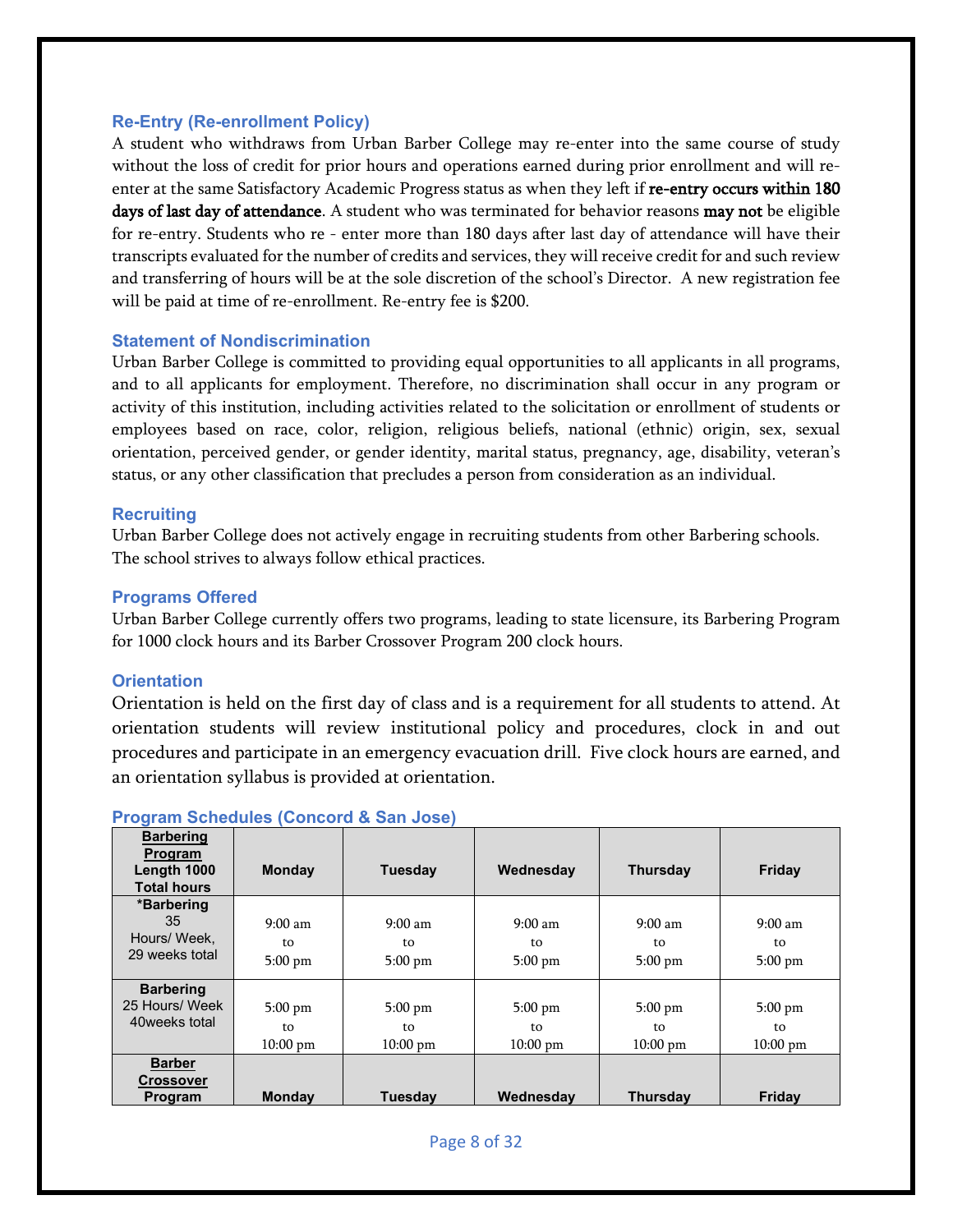### Re-Entry (Re-enrollment Policy)

A student who withdraws from Urban Barber College may re-enter into the same course of study without the loss of credit for prior hours and operations earned during prior enrollment and will re-enter at the same Satisfactory Academic Progress status as when they left if **re-entry occurs within 180 days of last day of attendance**. A student who was terminated for behavior reasons **may not** be eligible for re-entry. Students who re - enter more than 180 days after last day of attendance will have their transcripts evaluated for the number of credits and services, they will receive credit for and such review and transferring of hours will be at the sole discretion of the school's Director. A new registration fee will be paid at time of re-enrollment. Re-entry fee is $200.

### Statement of Nondiscrimination

Urban Barber College is committed to providing equal opportunities to all applicants in all programs, and to all applicants for employment. Therefore, no discrimination shall occur in any program or activity of this institution, including activities related to the solicitation or enrollment of students or employees based on race, color, religion, religious beliefs, national (ethnic) origin, sex, sexual orientation, perceived gender, or gender identity, marital status, pregnancy, age, disability, veteran's status, or any other classification that precludes a person from consideration as an individual.

### Recruiting

Urban Barber College does not actively engage in recruiting students from other Barbering schools. The school strives to always follow ethical practices.

### Programs Offered

Urban Barber College currently offers two programs, leading to state licensure, its Barbering Program for 1000 clock hours and its Barber Crossover Program 200 clock hours.

### Orientation

Orientation is held on the first day of class and is a requirement for all students to attend. At orientation students will review institutional policy and procedures, clock in and out procedures and participate in an emergency evacuation drill. Five clock hours are earned, and an orientation syllabus is provided at orientation.

### Program Schedules (Concord & San Jose)

| **Barbering Program** Length 1000 Total hours | Monday | Tuesday | Wednesday | Thursday | Friday |
|---|---|---|---|---|---|
| ***Barbering** 35 Hours/ Week, 29 weeks total | 9:00 am to 5:00 pm | 9:00 am to 5:00 pm | 9:00 am to 5:00 pm | 9:00 am to 5:00 pm | 9:00 am to 5:00 pm |
| **Barbering** 25 Hours/ Week 40weeks total | 5:00 pm to 10:00 pm | 5:00 pm to 10:00 pm | 5:00 pm to 10:00 pm | 5:00 pm to 10:00 pm | 5:00 pm to 10:00 pm |
| **Barber Crossover Program** | **Monday** | **Tuesday** | **Wednesday** | **Thursday** | **Friday** |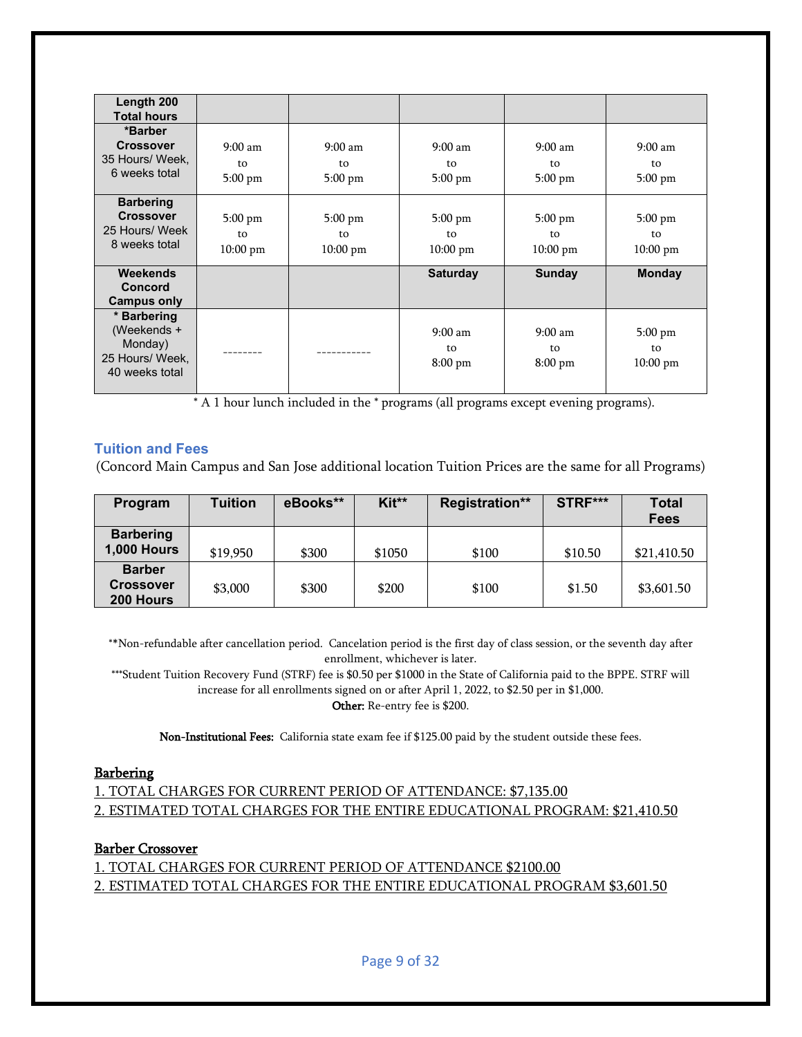| Length 200 Total hours | | | | | |
|---|---|---|---|---|---|
| *Barber Crossover 35 Hours/ Week, 6 weeks total | 9:00 am to 5:00 pm | 9:00 am to 5:00 pm | 9:00 am to 5:00 pm | 9:00 am to 5:00 pm | 9:00 am to 5:00 pm |
| Barbering Crossover 25 Hours/ Week 8 weeks total | 5:00 pm to 10:00 pm | 5:00 pm to 10:00 pm | 5:00 pm to 10:00 pm | 5:00 pm to 10:00 pm | 5:00 pm to 10:00 pm |
| **Weekends Concord Campus only** | | | **Saturday** | **Sunday** | **Monday** |
| * Barbering (Weekends + Monday) 25 Hours/ Week, 40 weeks total | -------- | ----------- | 9:00 am to 8:00 pm | 9:00 am to 8:00 pm | 5:00 pm to 10:00 pm |

* A 1 hour lunch included in the * programs (all programs except evening programs).

### Tuition and Fees

(Concord Main Campus and San Jose additional location Tuition Prices are the same for all Programs)

| Program | Tuition | eBooks** | Kit** | Registration** | STRF*** | Total Fees |
|---|---|---|---|---|---|---|
| Barbering 1,000 Hours | $19,950 | $300 | $1050 | $100 | $10.50 | $21,410.50 |
| Barber Crossover 200 Hours | $3,000 | $300 | $200 | $100 | $1.50 | $3,601.50 |

**Non-refundable after cancellation period. Cancelation period is the first day of class session, or the seventh day after enrollment, whichever is later.

***Student Tuition Recovery Fund (STRF) fee is $0.50 per $1000 in the State of California paid to the BPPE. STRF will increase for all enrollments signed on or after April 1, 2022, to $2.50 per in $1,000.

**Other:** Re-entry fee is $200.

**Non-Institutional Fees:** California state exam fee if $125.00 paid by the student outside these fees.

**Barbering**

1. TOTAL CHARGES FOR CURRENT PERIOD OF ATTENDANCE: $7,135.00
2. ESTIMATED TOTAL CHARGES FOR THE ENTIRE EDUCATIONAL PROGRAM: $21,410.50

**Barber Crossover**

1. TOTAL CHARGES FOR CURRENT PERIOD OF ATTENDANCE $2100.00
2. ESTIMATED TOTAL CHARGES FOR THE ENTIRE EDUCATIONAL PROGRAM $3,601.50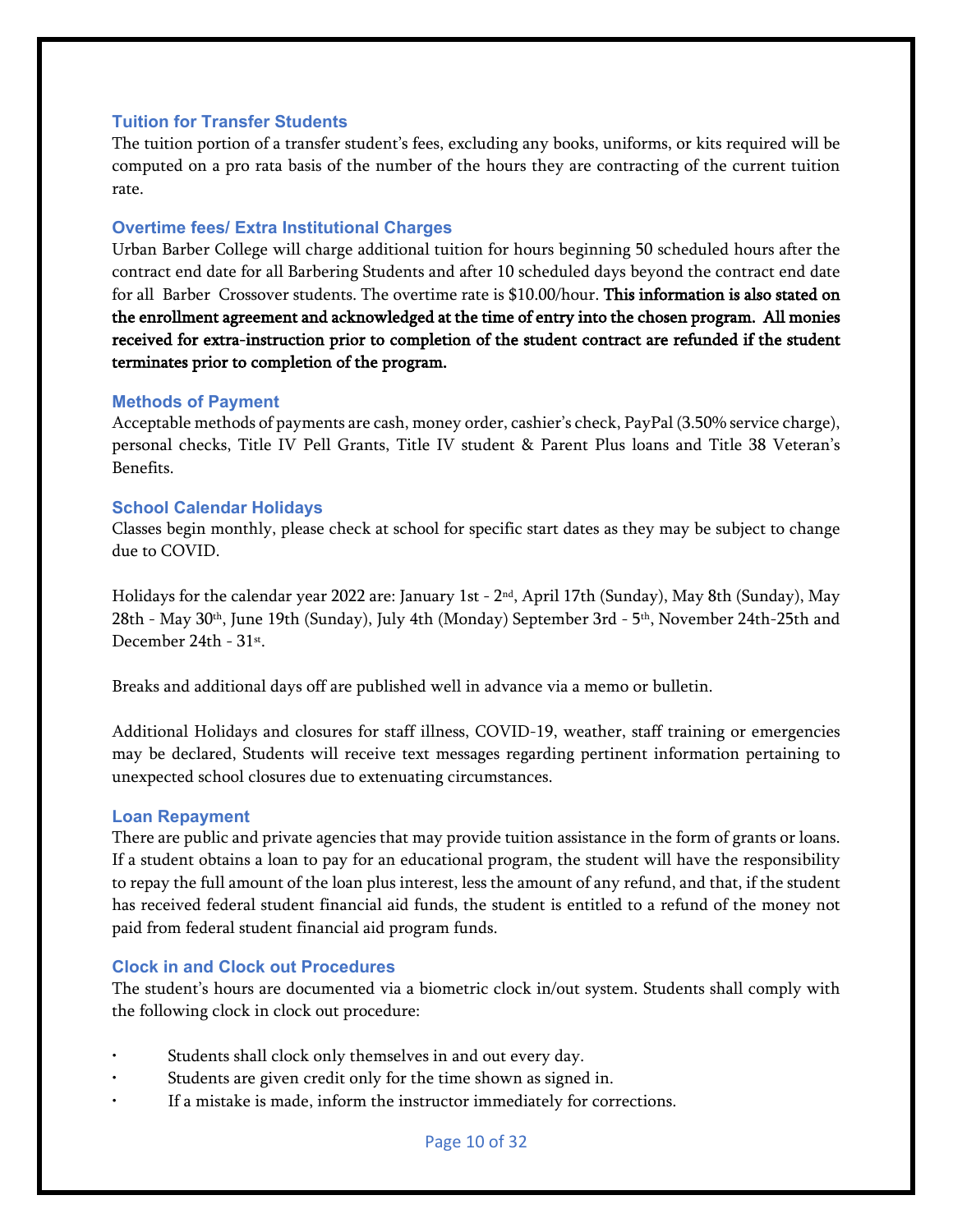### Tuition for Transfer Students

The tuition portion of a transfer student's fees, excluding any books, uniforms, or kits required will be computed on a pro rata basis of the number of the hours they are contracting of the current tuition rate.

### Overtime fees/ Extra Institutional Charges

Urban Barber College will charge additional tuition for hours beginning 50 scheduled hours after the contract end date for all Barbering Students and after 10 scheduled days beyond the contract end date for all Barber Crossover students. The overtime rate is $10.00/hour. **This information is also stated on the enrollment agreement and acknowledged at the time of entry into the chosen program. All monies received for extra-instruction prior to completion of the student contract are refunded if the student terminates prior to completion of the program.**

### Methods of Payment

Acceptable methods of payments are cash, money order, cashier's check, PayPal (3.50% service charge), personal checks, Title IV Pell Grants, Title IV student & Parent Plus loans and Title 38 Veteran's Benefits.

### School Calendar Holidays

Classes begin monthly, please check at school for specific start dates as they may be subject to change due to COVID.

Holidays for the calendar year 2022 are: January 1st - 2nd, April 17th (Sunday), May 8th (Sunday), May 28th - May 30th, June 19th (Sunday), July 4th (Monday) September 3rd - 5th, November 24th-25th and December 24th - 31st.

Breaks and additional days off are published well in advance via a memo or bulletin.

Additional Holidays and closures for staff illness, COVID-19, weather, staff training or emergencies may be declared, Students will receive text messages regarding pertinent information pertaining to unexpected school closures due to extenuating circumstances.

### Loan Repayment

There are public and private agencies that may provide tuition assistance in the form of grants or loans. If a student obtains a loan to pay for an educational program, the student will have the responsibility to repay the full amount of the loan plus interest, less the amount of any refund, and that, if the student has received federal student financial aid funds, the student is entitled to a refund of the money not paid from federal student financial aid program funds.

### Clock in and Clock out Procedures

The student's hours are documented via a biometric clock in/out system. Students shall comply with the following clock in clock out procedure:

- Students shall clock only themselves in and out every day.
- Students are given credit only for the time shown as signed in.
- If a mistake is made, inform the instructor immediately for corrections.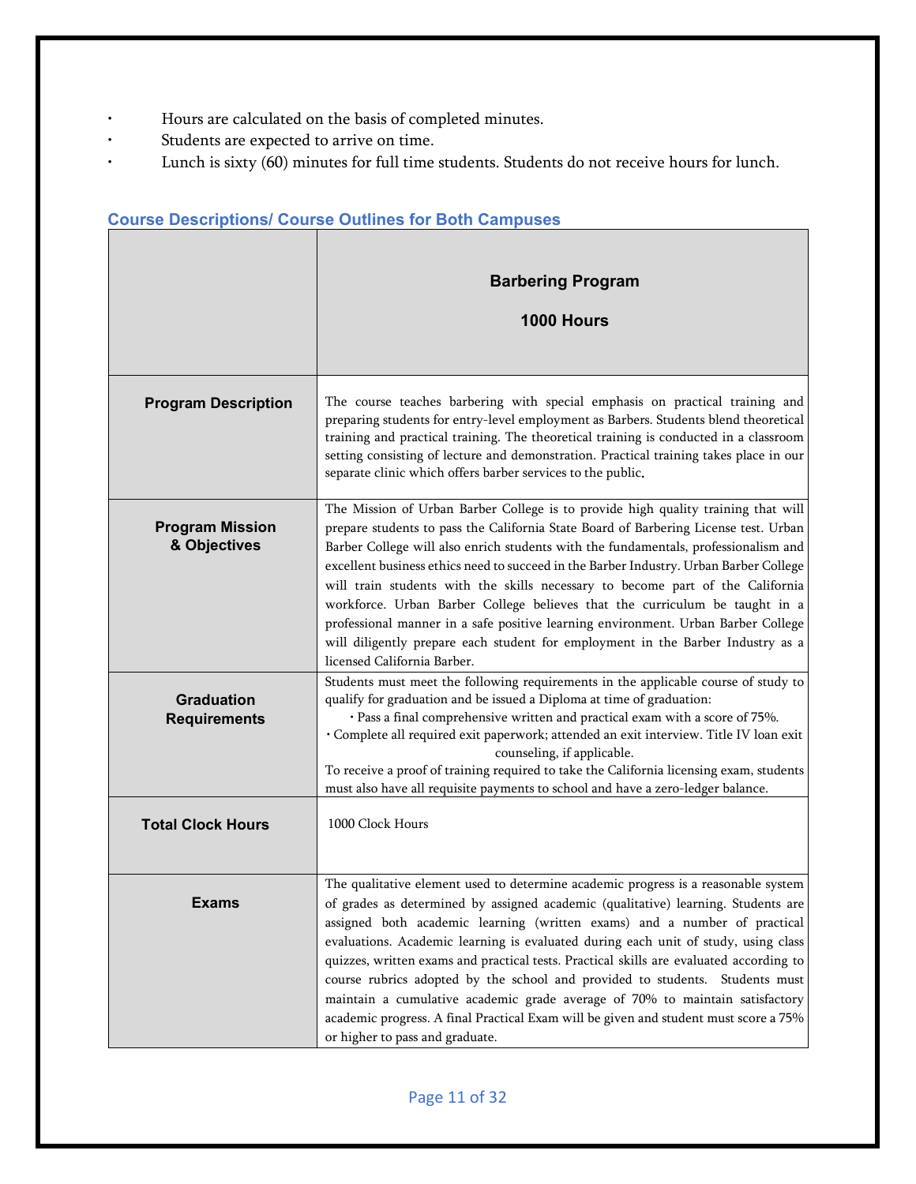- Hours are calculated on the basis of completed minutes.
- Students are expected to arrive on time.
- Lunch is sixty (60) minutes for full time students. Students do not receive hours for lunch.

## Course Descriptions/ Course Outlines for Both Campuses

| | **Barbering Program**<br><br>**1000 Hours** |
|---|---|
| **Program Description** | The course teaches barbering with special emphasis on practical training and preparing students for entry-level employment as Barbers. Students blend theoretical training and practical training. The theoretical training is conducted in a classroom setting consisting of lecture and demonstration. Practical training takes place in our separate clinic which offers barber services to the public. |
| **Program Mission & Objectives** | The Mission of Urban Barber College is to provide high quality training that will prepare students to pass the California State Board of Barbering License test. Urban Barber College will also enrich students with the fundamentals, professionalism and excellent business ethics need to succeed in the Barber Industry. Urban Barber College will train students with the skills necessary to become part of the California workforce. Urban Barber College believes that the curriculum be taught in a professional manner in a safe positive learning environment. Urban Barber College will diligently prepare each student for employment in the Barber Industry as a licensed California Barber. |
| **Graduation Requirements** | Students must meet the following requirements in the applicable course of study to qualify for graduation and be issued a Diploma at time of graduation:<br>• Pass a final comprehensive written and practical exam with a score of 75%.<br>• Complete all required exit paperwork; attended an exit interview. Title IV loan exit counseling, if applicable.<br>To receive a proof of training required to take the California licensing exam, students must also have all requisite payments to school and have a zero-ledger balance. |
| **Total Clock Hours** | 1000 Clock Hours |
| **Exams** | The qualitative element used to determine academic progress is a reasonable system of grades as determined by assigned academic (qualitative) learning. Students are assigned both academic learning (written exams) and a number of practical evaluations. Academic learning is evaluated during each unit of study, using class quizzes, written exams and practical tests. Practical skills are evaluated according to course rubrics adopted by the school and provided to students. Students must maintain a cumulative academic grade average of 70% to maintain satisfactory academic progress. A final Practical Exam will be given and student must score a 75% or higher to pass and graduate. |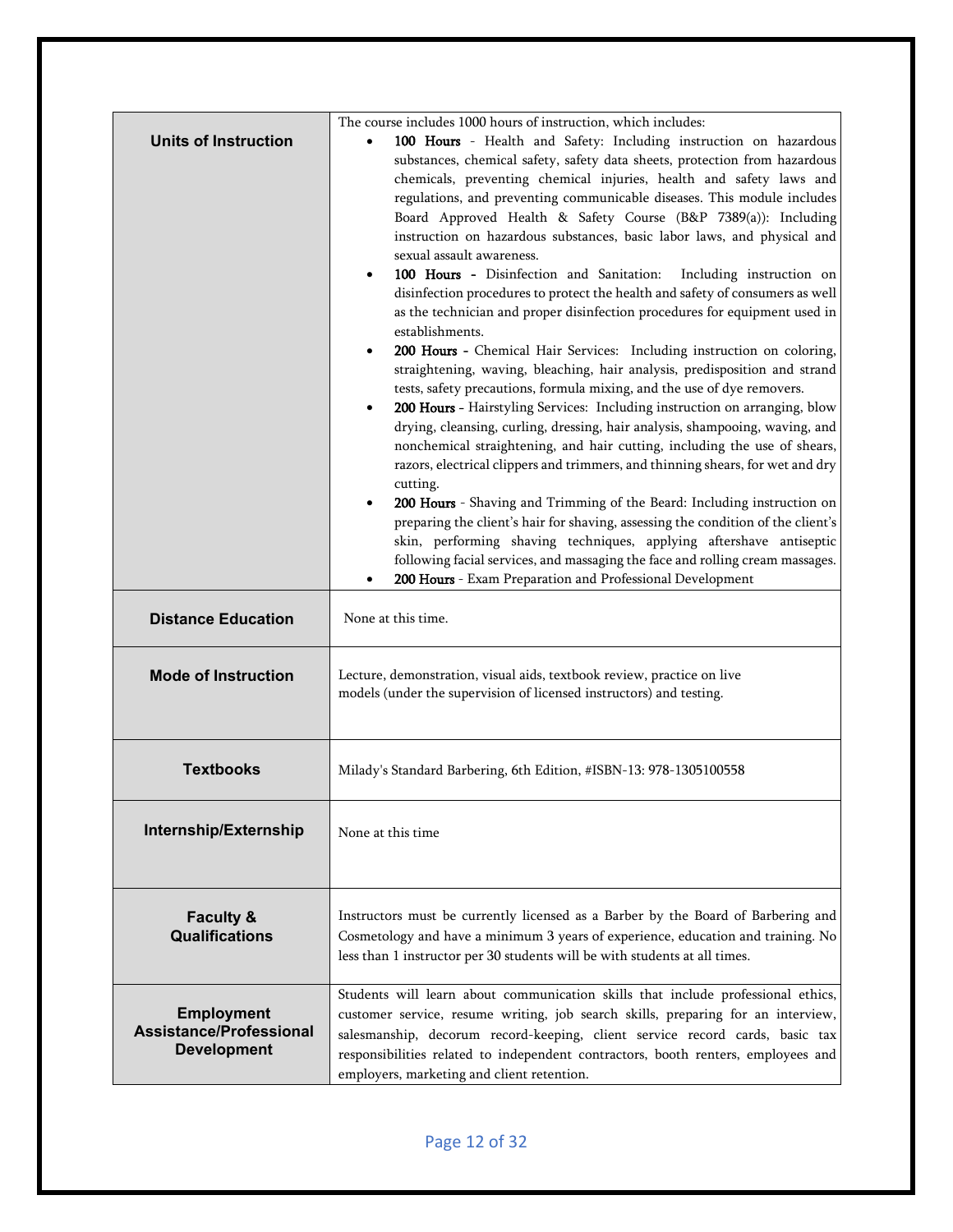| | |
|---|---|
| **Units of Instruction** | The course includes 1000 hours of instruction, which includes:<br>• **100 Hours** - Health and Safety: Including instruction on hazardous substances, chemical safety, safety data sheets, protection from hazardous chemicals, preventing chemical injuries, health and safety laws and regulations, and preventing communicable diseases. This module includes Board Approved Health & Safety Course (B&P 7389(a)): Including instruction on hazardous substances, basic labor laws, and physical and sexual assault awareness.<br>• **100 Hours -** Disinfection and Sanitation: Including instruction on disinfection procedures to protect the health and safety of consumers as well as the technician and proper disinfection procedures for equipment used in establishments.<br>• **200 Hours -** Chemical Hair Services: Including instruction on coloring, straightening, waving, bleaching, hair analysis, predisposition and strand tests, safety precautions, formula mixing, and the use of dye removers.<br>• **200 Hours** - Hairstyling Services: Including instruction on arranging, blow drying, cleansing, curling, dressing, hair analysis, shampooing, waving, and nonchemical straightening, and hair cutting, including the use of shears, razors, electrical clippers and trimmers, and thinning shears, for wet and dry cutting.<br>• **200 Hours** - Shaving and Trimming of the Beard: Including instruction on preparing the client's hair for shaving, assessing the condition of the client's skin, performing shaving techniques, applying aftershave antiseptic following facial services, and massaging the face and rolling cream massages.<br>• **200 Hours** - Exam Preparation and Professional Development |
| **Distance Education** | None at this time. |
| **Mode of Instruction** | Lecture, demonstration, visual aids, textbook review, practice on live models (under the supervision of licensed instructors) and testing. |
| **Textbooks** | Milady's Standard Barbering, 6th Edition, #ISBN-13: 978-1305100558 |
| **Internship/Externship** | None at this time |
| **Faculty & Qualifications** | Instructors must be currently licensed as a Barber by the Board of Barbering and Cosmetology and have a minimum 3 years of experience, education and training. No less than 1 instructor per 30 students will be with students at all times. |
| **Employment Assistance/Professional Development** | Students will learn about communication skills that include professional ethics, customer service, resume writing, job search skills, preparing for an interview, salesmanship, decorum record-keeping, client service record cards, basic tax responsibilities related to independent contractors, booth renters, employees and employers, marketing and client retention. |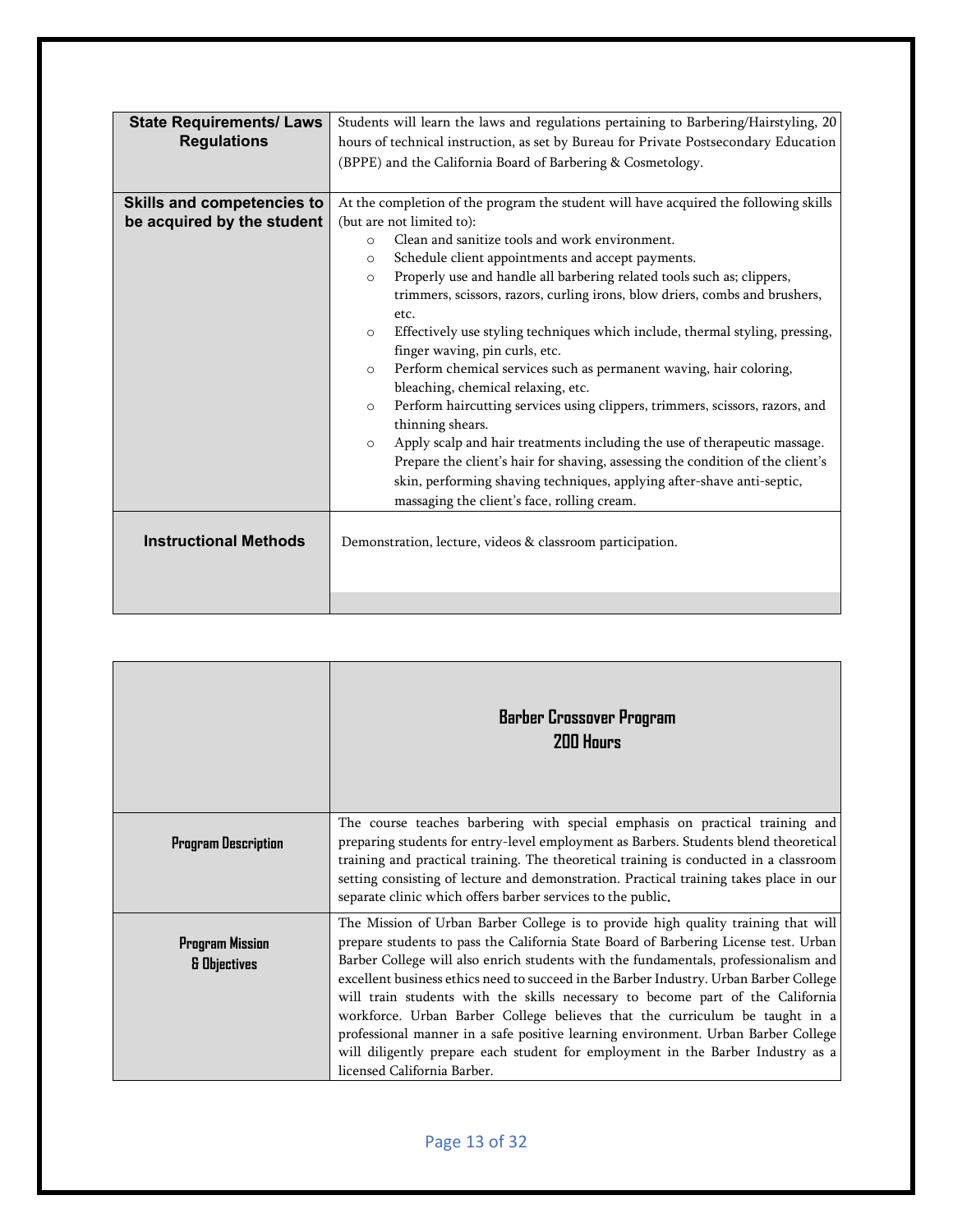| | |
|---|---|
| **State Requirements/ Laws Regulations** | Students will learn the laws and regulations pertaining to Barbering/Hairstyling, 20 hours of technical instruction, as set by Bureau for Private Postsecondary Education (BPPE) and the California Board of Barbering & Cosmetology. |
| **Skills and competencies to be acquired by the student** | At the completion of the program the student will have acquired the following skills (but are not limited to):<br>○ Clean and sanitize tools and work environment.<br>○ Schedule client appointments and accept payments.<br>○ Properly use and handle all barbering related tools such as; clippers, trimmers, scissors, razors, curling irons, blow driers, combs and brushers, etc.<br>○ Effectively use styling techniques which include, thermal styling, pressing, finger waving, pin curls, etc.<br>○ Perform chemical services such as permanent waving, hair coloring, bleaching, chemical relaxing, etc.<br>○ Perform haircutting services using clippers, trimmers, scissors, razors, and thinning shears.<br>○ Apply scalp and hair treatments including the use of therapeutic massage. Prepare the client's hair for shaving, assessing the condition of the client's skin, performing shaving techniques, applying after-shave anti-septic, massaging the client's face, rolling cream. |
| **Instructional Methods** | Demonstration, lecture, videos & classroom participation. |

| | **Barber Crossover Program<br>200 Hours** |
|---|---|
| **Program Description** | The course teaches barbering with special emphasis on practical training and preparing students for entry-level employment as Barbers. Students blend theoretical training and practical training. The theoretical training is conducted in a classroom setting consisting of lecture and demonstration. Practical training takes place in our separate clinic which offers barber services to the public. |
| **Program Mission & Objectives** | The Mission of Urban Barber College is to provide high quality training that will prepare students to pass the California State Board of Barbering License test. Urban Barber College will also enrich students with the fundamentals, professionalism and excellent business ethics need to succeed in the Barber Industry. Urban Barber College will train students with the skills necessary to become part of the California workforce. Urban Barber College believes that the curriculum be taught in a professional manner in a safe positive learning environment. Urban Barber College will diligently prepare each student for employment in the Barber Industry as a licensed California Barber. |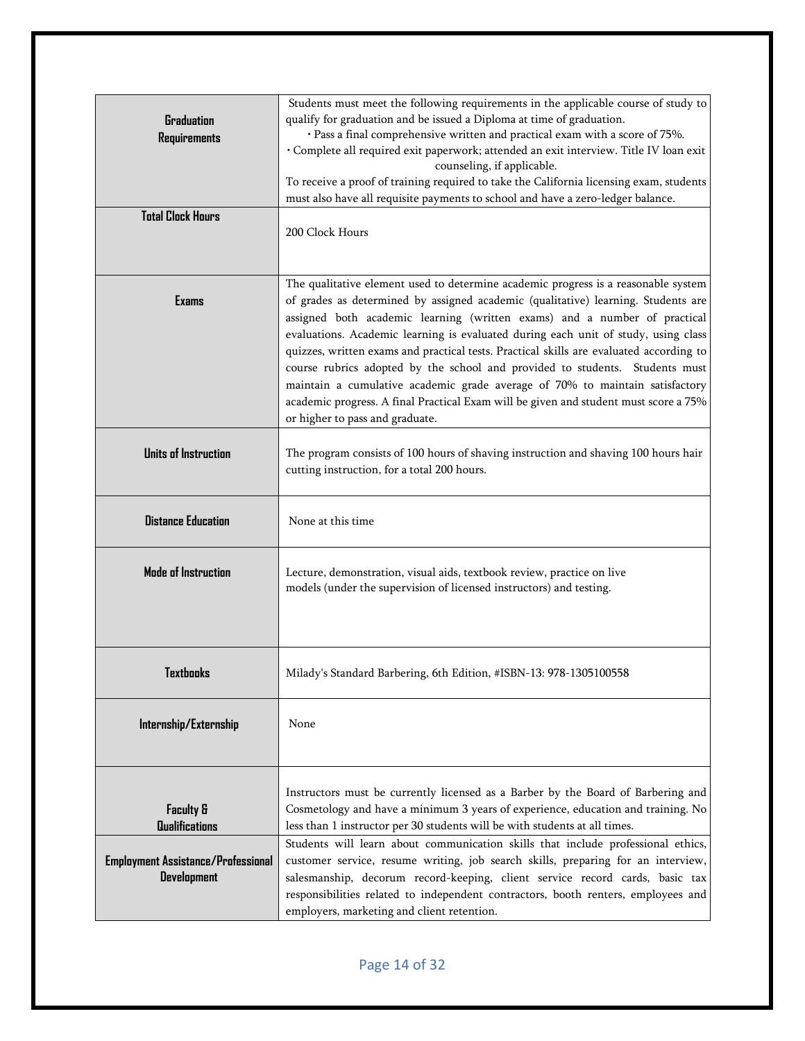| | |
|---|---|
| **Graduation Requirements** | Students must meet the following requirements in the applicable course of study to qualify for graduation and be issued a Diploma at time of graduation.<br>• Pass a final comprehensive written and practical exam with a score of 75%.<br>• Complete all required exit paperwork; attended an exit interview. Title IV loan exit counseling, if applicable.<br>To receive a proof of training required to take the California licensing exam, students must also have all requisite payments to school and have a zero-ledger balance. |
| **Total Clock Hours** | 200 Clock Hours |
| **Exams** | The qualitative element used to determine academic progress is a reasonable system of grades as determined by assigned academic (qualitative) learning. Students are assigned both academic learning (written exams) and a number of practical evaluations. Academic learning is evaluated during each unit of study, using class quizzes, written exams and practical tests. Practical skills are evaluated according to course rubrics adopted by the school and provided to students. Students must maintain a cumulative academic grade average of 70% to maintain satisfactory academic progress. A final Practical Exam will be given and student must score a 75% or higher to pass and graduate. |
| **Units of Instruction** | The program consists of 100 hours of shaving instruction and shaving 100 hours hair cutting instruction, for a total 200 hours. |
| **Distance Education** | None at this time |
| **Mode of Instruction** | Lecture, demonstration, visual aids, textbook review, practice on live models (under the supervision of licensed instructors) and testing. |
| **Textbooks** | Milady's Standard Barbering, 6th Edition, #ISBN-13: 978-1305100558 |
| **Internship/Externship** | None |
| **Faculty & Qualifications** | Instructors must be currently licensed as a Barber by the Board of Barbering and Cosmetology and have a minimum 3 years of experience, education and training. No less than 1 instructor per 30 students will be with students at all times. |
| **Employment Assistance/Professional Development** | Students will learn about communication skills that include professional ethics, customer service, resume writing, job search skills, preparing for an interview, salesmanship, decorum record-keeping, client service record cards, basic tax responsibilities related to independent contractors, booth renters, employees and employers, marketing and client retention. |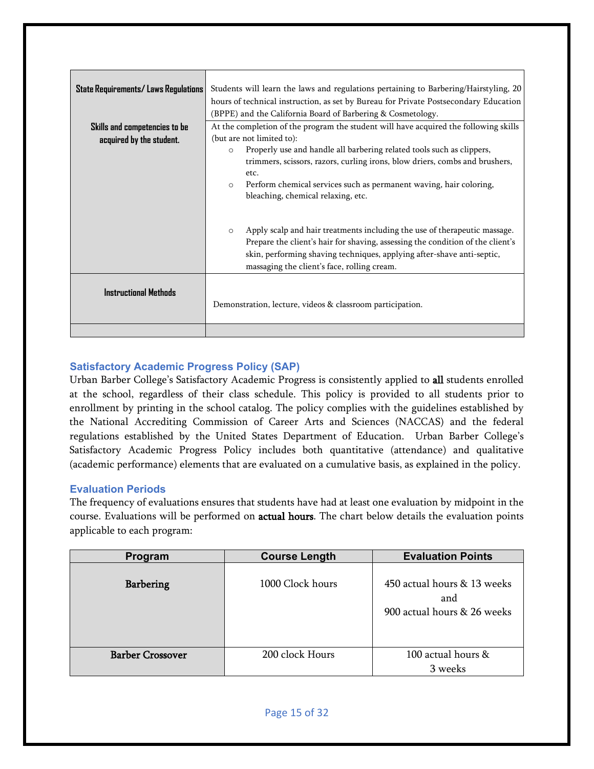| State Requirements/ Laws Regulations | Students will learn the laws and regulations pertaining to Barbering/Hairstyling, 20 hours of technical instruction, as set by Bureau for Private Postsecondary Education (BPPE) and the California Board of Barbering & Cosmetology. |
|---|---|
| Skills and competencies to be acquired by the student. | At the completion of the program the student will have acquired the following skills (but are not limited to):<br>o Properly use and handle all barbering related tools such as clippers, trimmers, scissors, razors, curling irons, blow driers, combs and brushers, etc.<br>o Perform chemical services such as permanent waving, hair coloring, bleaching, chemical relaxing, etc.<br>o Apply scalp and hair treatments including the use of therapeutic massage. Prepare the client's hair for shaving, assessing the condition of the client's skin, performing shaving techniques, applying after-shave anti-septic, massaging the client's face, rolling cream. |
| Instructional Methods | Demonstration, lecture, videos & classroom participation. |
| | |

### Satisfactory Academic Progress Policy (SAP)

Urban Barber College's Satisfactory Academic Progress is consistently applied to **all** students enrolled at the school, regardless of their class schedule. This policy is provided to all students prior to enrollment by printing in the school catalog. The policy complies with the guidelines established by the National Accrediting Commission of Career Arts and Sciences (NACCAS) and the federal regulations established by the United States Department of Education. Urban Barber College's Satisfactory Academic Progress Policy includes both quantitative (attendance) and qualitative (academic performance) elements that are evaluated on a cumulative basis, as explained in the policy.

### Evaluation Periods

The frequency of evaluations ensures that students have had at least one evaluation by midpoint in the course. Evaluations will be performed on **actual hours**. The chart below details the evaluation points applicable to each program:

| Program | Course Length | Evaluation Points |
|---|---|---|
| Barbering | 1000 Clock hours | 450 actual hours & 13 weeks and 900 actual hours & 26 weeks |
| Barber Crossover | 200 clock Hours | 100 actual hours & 3 weeks |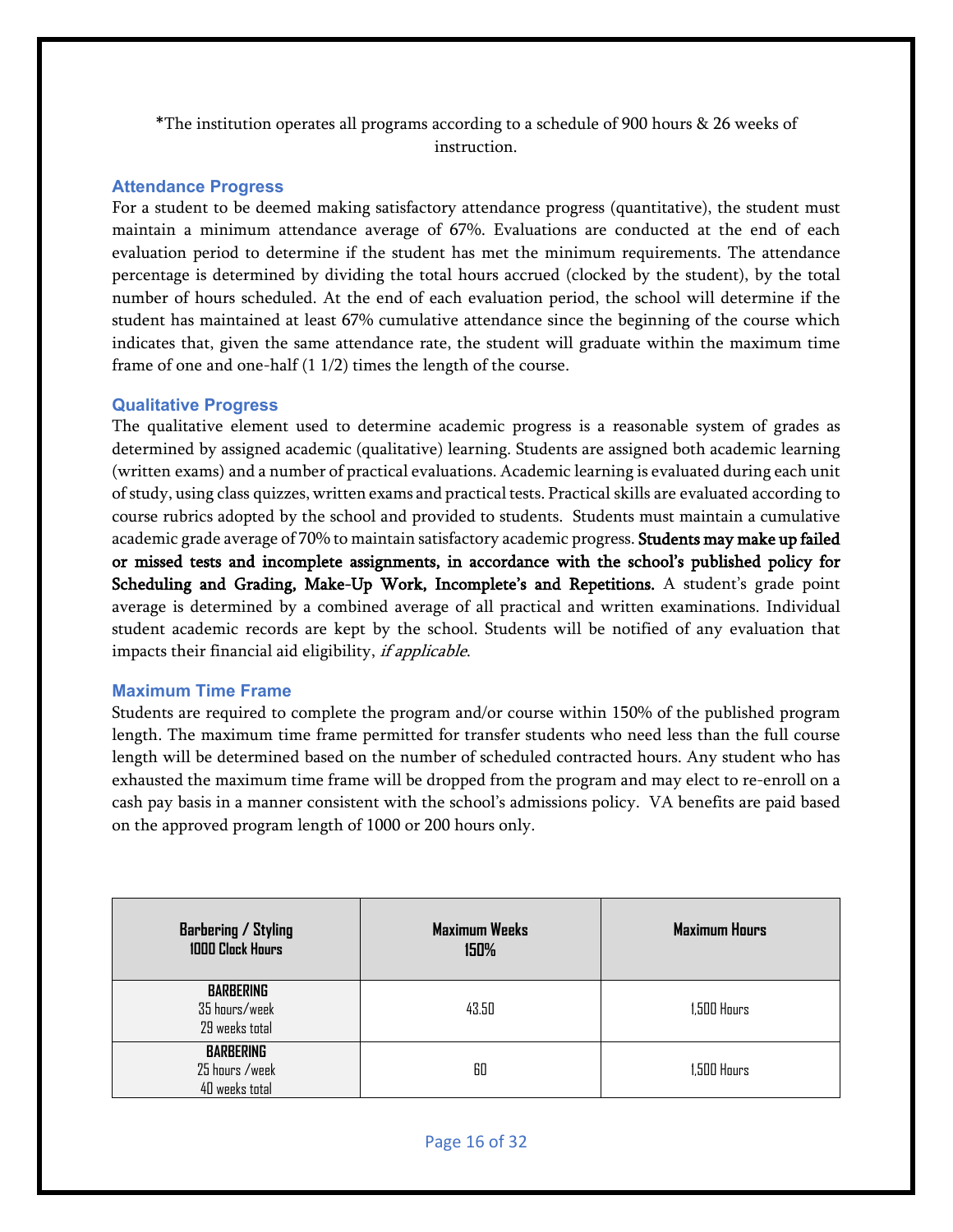*The institution operates all programs according to a schedule of 900 hours & 26 weeks of instruction.

### Attendance Progress

For a student to be deemed making satisfactory attendance progress (quantitative), the student must maintain a minimum attendance average of 67%. Evaluations are conducted at the end of each evaluation period to determine if the student has met the minimum requirements. The attendance percentage is determined by dividing the total hours accrued (clocked by the student), by the total number of hours scheduled. At the end of each evaluation period, the school will determine if the student has maintained at least 67% cumulative attendance since the beginning of the course which indicates that, given the same attendance rate, the student will graduate within the maximum time frame of one and one-half (1 1/2) times the length of the course.

### Qualitative Progress

The qualitative element used to determine academic progress is a reasonable system of grades as determined by assigned academic (qualitative) learning. Students are assigned both academic learning (written exams) and a number of practical evaluations. Academic learning is evaluated during each unit of study, using class quizzes, written exams and practical tests. Practical skills are evaluated according to course rubrics adopted by the school and provided to students. Students must maintain a cumulative academic grade average of 70% to maintain satisfactory academic progress. **Students may make up failed or missed tests and incomplete assignments, in accordance with the school's published policy for Scheduling and Grading, Make-Up Work, Incomplete's and Repetitions.** A student's grade point average is determined by a combined average of all practical and written examinations. Individual student academic records are kept by the school. Students will be notified of any evaluation that impacts their financial aid eligibility, *if applicable*.

### Maximum Time Frame

Students are required to complete the program and/or course within 150% of the published program length. The maximum time frame permitted for transfer students who need less than the full course length will be determined based on the number of scheduled contracted hours. Any student who has exhausted the maximum time frame will be dropped from the program and may elect to re-enroll on a cash pay basis in a manner consistent with the school's admissions policy. VA benefits are paid based on the approved program length of 1000 or 200 hours only.

| **Barbering / Styling 1000 Clock Hours** | **Maximum Weeks 150%** | **Maximum Hours** |
|---|---|---|
| **BARBERING** 35 hours/week 29 weeks total | 43.50 | 1,500 Hours |
| **BARBERING** 25 hours /week 40 weeks total | 60 | 1,500 Hours |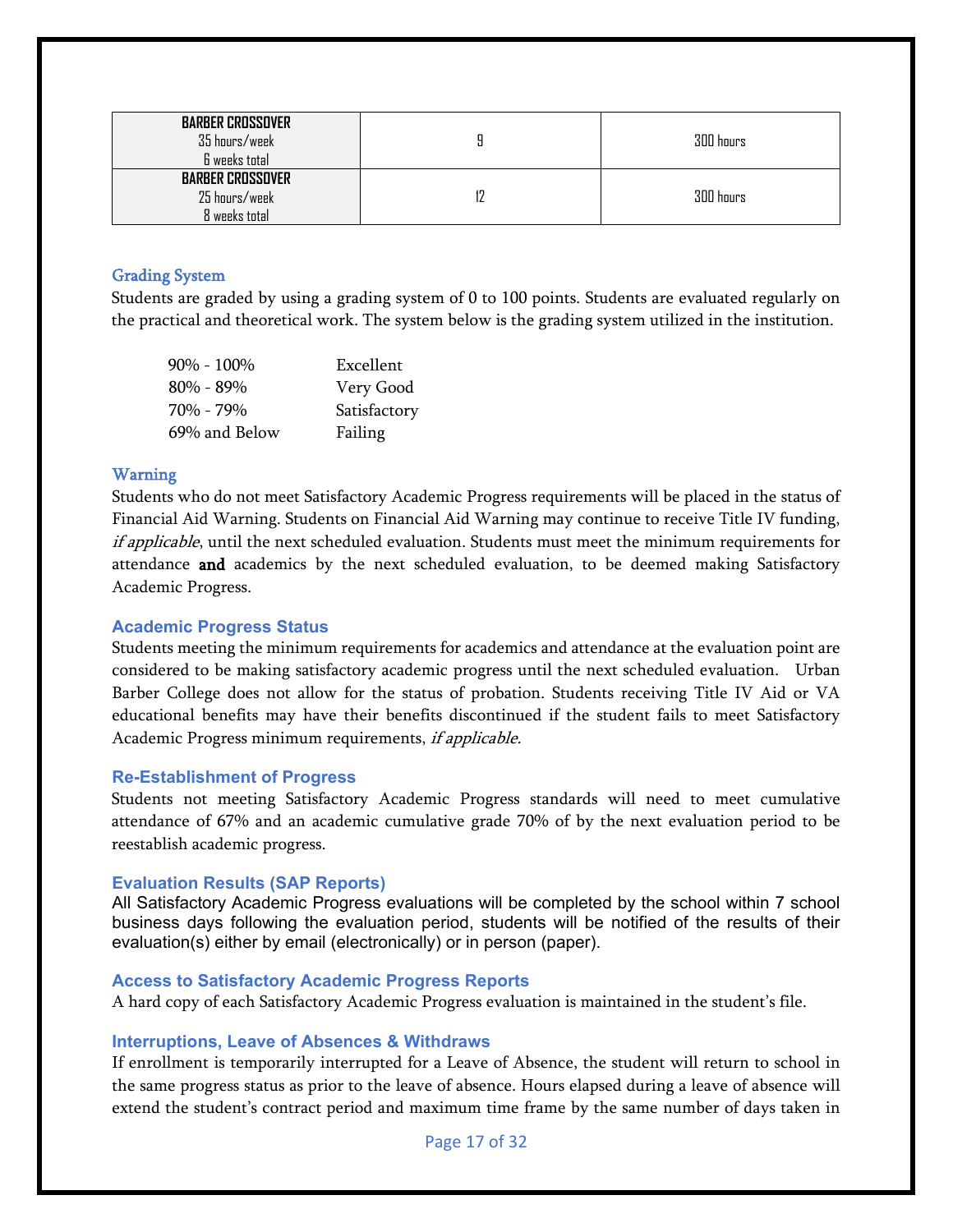| | | |
|---|---|---|
| **BARBER CROSSOVER**<br>35 hours/week<br>6 weeks total | 9 | 300 hours |
| **BARBER CROSSOVER**<br>25 hours/week<br>8 weeks total | 12 | 300 hours |

### Grading System

Students are graded by using a grading system of 0 to 100 points. Students are evaluated regularly on the practical and theoretical work. The system below is the grading system utilized in the institution.

| | |
|---|---|
| 90% - 100% | Excellent |
| 80% - 89% | Very Good |
| 70% - 79% | Satisfactory |
| 69% and Below | Failing |

### Warning

Students who do not meet Satisfactory Academic Progress requirements will be placed in the status of Financial Aid Warning. Students on Financial Aid Warning may continue to receive Title IV funding, *if applicable*, until the next scheduled evaluation. Students must meet the minimum requirements for attendance **and** academics by the next scheduled evaluation, to be deemed making Satisfactory Academic Progress.

### Academic Progress Status

Students meeting the minimum requirements for academics and attendance at the evaluation point are considered to be making satisfactory academic progress until the next scheduled evaluation. Urban Barber College does not allow for the status of probation. Students receiving Title IV Aid or VA educational benefits may have their benefits discontinued if the student fails to meet Satisfactory Academic Progress minimum requirements, *if applicable.*

### Re-Establishment of Progress

Students not meeting Satisfactory Academic Progress standards will need to meet cumulative attendance of 67% and an academic cumulative grade 70% of by the next evaluation period to be reestablish academic progress.

### Evaluation Results (SAP Reports)

All Satisfactory Academic Progress evaluations will be completed by the school within 7 school business days following the evaluation period, students will be notified of the results of their evaluation(s) either by email (electronically) or in person (paper).

### Access to Satisfactory Academic Progress Reports

A hard copy of each Satisfactory Academic Progress evaluation is maintained in the student's file.

### Interruptions, Leave of Absences & Withdraws

If enrollment is temporarily interrupted for a Leave of Absence, the student will return to school in the same progress status as prior to the leave of absence. Hours elapsed during a leave of absence will extend the student's contract period and maximum time frame by the same number of days taken in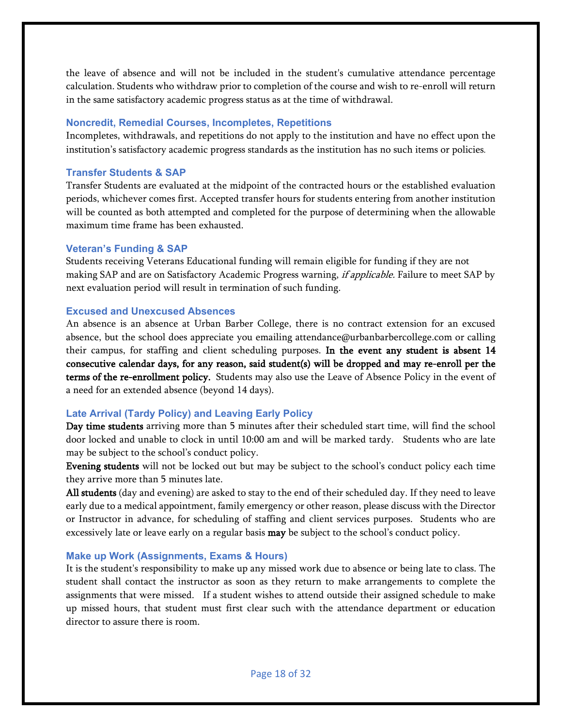the leave of absence and will not be included in the student's cumulative attendance percentage calculation. Students who withdraw prior to completion of the course and wish to re-enroll will return in the same satisfactory academic progress status as at the time of withdrawal.

### Noncredit, Remedial Courses, Incompletes, Repetitions

Incompletes, withdrawals, and repetitions do not apply to the institution and have no effect upon the institution's satisfactory academic progress standards as the institution has no such items or policies.

### Transfer Students & SAP

Transfer Students are evaluated at the midpoint of the contracted hours or the established evaluation periods, whichever comes first. Accepted transfer hours for students entering from another institution will be counted as both attempted and completed for the purpose of determining when the allowable maximum time frame has been exhausted.

### Veteran's Funding & SAP

Students receiving Veterans Educational funding will remain eligible for funding if they are not making SAP and are on Satisfactory Academic Progress warning, *if applicable.* Failure to meet SAP by next evaluation period will result in termination of such funding.

### Excused and Unexcused Absences

An absence is an absence at Urban Barber College, there is no contract extension for an excused absence, but the school does appreciate you emailing attendance@urbanbarbercollege.com or calling their campus, for staffing and client scheduling purposes. **In the event any student is absent 14 consecutive calendar days, for any reason, said student(s) will be dropped and may re-enroll per the terms of the re-enrollment policy.** Students may also use the Leave of Absence Policy in the event of a need for an extended absence (beyond 14 days).

### Late Arrival (Tardy Policy) and Leaving Early Policy

**Day time students** arriving more than 5 minutes after their scheduled start time, will find the school door locked and unable to clock in until 10:00 am and will be marked tardy. Students who are late may be subject to the school's conduct policy.

**Evening students** will not be locked out but may be subject to the school's conduct policy each time they arrive more than 5 minutes late.

**All students** (day and evening) are asked to stay to the end of their scheduled day. If they need to leave early due to a medical appointment, family emergency or other reason, please discuss with the Director or Instructor in advance, for scheduling of staffing and client services purposes. Students who are excessively late or leave early on a regular basis **may** be subject to the school's conduct policy.

### Make up Work (Assignments, Exams & Hours)

It is the student's responsibility to make up any missed work due to absence or being late to class. The student shall contact the instructor as soon as they return to make arrangements to complete the assignments that were missed. If a student wishes to attend outside their assigned schedule to make up missed hours, that student must first clear such with the attendance department or education director to assure there is room.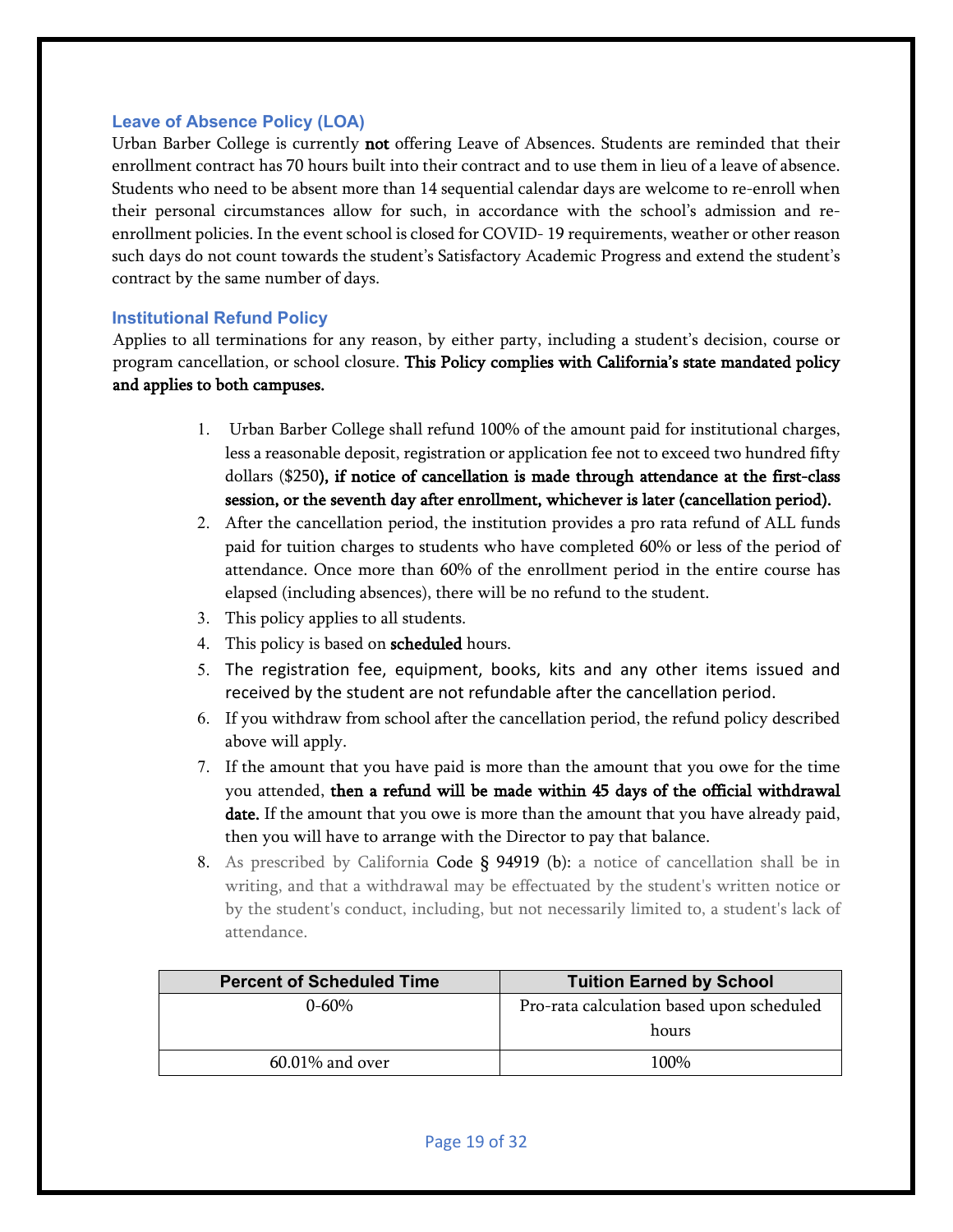### Leave of Absence Policy (LOA)

Urban Barber College is currently **not** offering Leave of Absences. Students are reminded that their enrollment contract has 70 hours built into their contract and to use them in lieu of a leave of absence. Students who need to be absent more than 14 sequential calendar days are welcome to re-enroll when their personal circumstances allow for such, in accordance with the school's admission and re-enrollment policies. In the event school is closed for COVID- 19 requirements, weather or other reason such days do not count towards the student's Satisfactory Academic Progress and extend the student's contract by the same number of days.

### Institutional Refund Policy

Applies to all terminations for any reason, by either party, including a student's decision, course or program cancellation, or school closure. **This Policy complies with California's state mandated policy and applies to both campuses.**

1. Urban Barber College shall refund 100% of the amount paid for institutional charges, less a reasonable deposit, registration or application fee not to exceed two hundred fifty dollars ($250**), if notice of cancellation is made through attendance at the first-class session, or the seventh day after enrollment, whichever is later (cancellation period).**
2. After the cancellation period, the institution provides a pro rata refund of ALL funds paid for tuition charges to students who have completed 60% or less of the period of attendance. Once more than 60% of the enrollment period in the entire course has elapsed (including absences), there will be no refund to the student.
3. This policy applies to all students.
4. This policy is based on **scheduled** hours.
5. The registration fee, equipment, books, kits and any other items issued and received by the student are not refundable after the cancellation period.
6. If you withdraw from school after the cancellation period, the refund policy described above will apply.
7. If the amount that you have paid is more than the amount that you owe for the time you attended, **then a refund will be made within 45 days of the official withdrawal date.** If the amount that you owe is more than the amount that you have already paid, then you will have to arrange with the Director to pay that balance.
8. As prescribed by California Code § 94919 (b): a notice of cancellation shall be in writing, and that a withdrawal may be effectuated by the student's written notice or by the student's conduct, including, but not necessarily limited to, a student's lack of attendance.

| Percent of Scheduled Time | Tuition Earned by School |
| --- | --- |
| 0-60% | Pro-rata calculation based upon scheduled hours |
| 60.01% and over | 100% |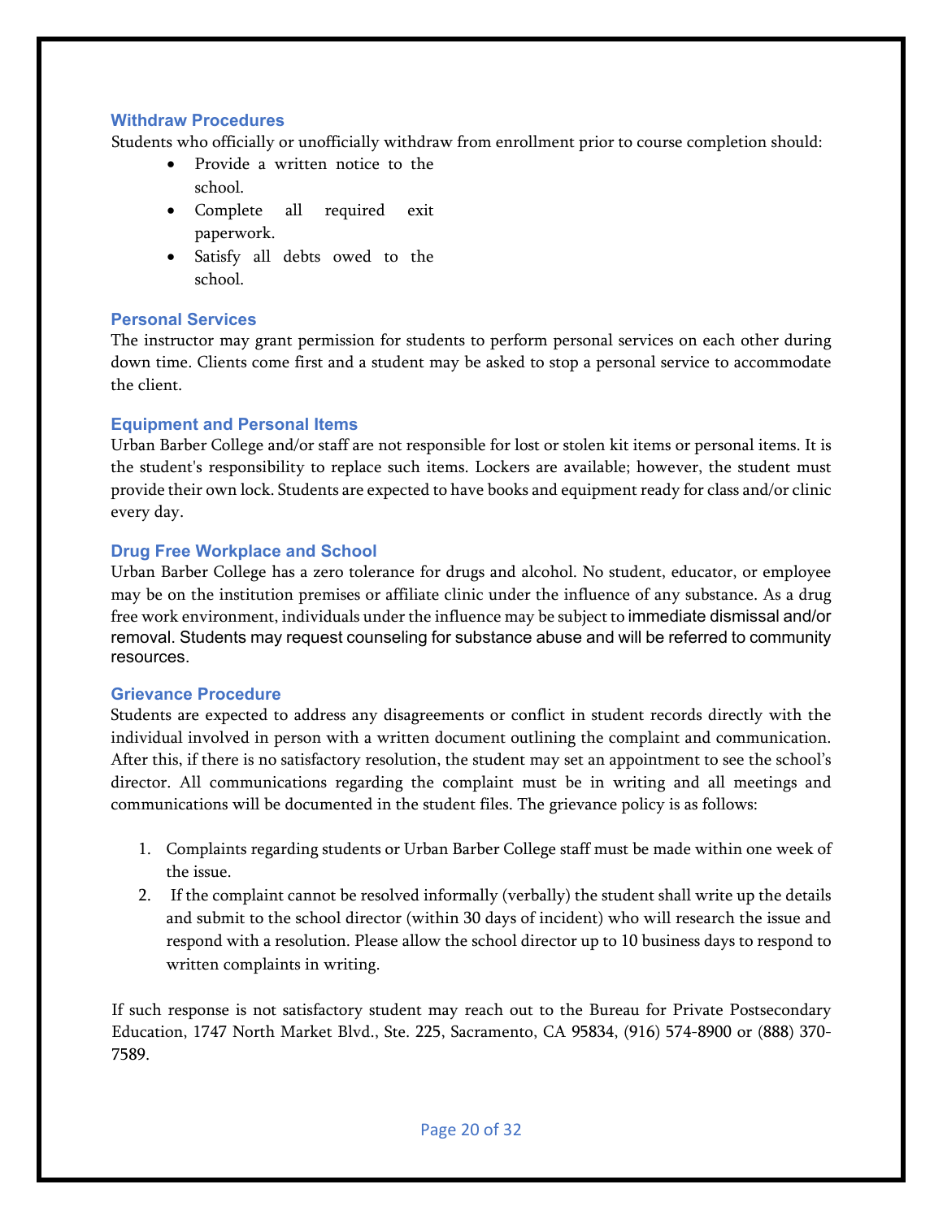### Withdraw Procedures

Students who officially or unofficially withdraw from enrollment prior to course completion should:

- Provide a written notice to the school.
- Complete all required exit paperwork.
- Satisfy all debts owed to the school.

### Personal Services

The instructor may grant permission for students to perform personal services on each other during down time. Clients come first and a student may be asked to stop a personal service to accommodate the client.

### Equipment and Personal Items

Urban Barber College and/or staff are not responsible for lost or stolen kit items or personal items. It is the student's responsibility to replace such items. Lockers are available; however, the student must provide their own lock. Students are expected to have books and equipment ready for class and/or clinic every day.

### Drug Free Workplace and School

Urban Barber College has a zero tolerance for drugs and alcohol. No student, educator, or employee may be on the institution premises or affiliate clinic under the influence of any substance. As a drug free work environment, individuals under the influence may be subject to immediate dismissal and/or removal. Students may request counseling for substance abuse and will be referred to community resources.

### Grievance Procedure

Students are expected to address any disagreements or conflict in student records directly with the individual involved in person with a written document outlining the complaint and communication. After this, if there is no satisfactory resolution, the student may set an appointment to see the school's director. All communications regarding the complaint must be in writing and all meetings and communications will be documented in the student files. The grievance policy is as follows:

1. Complaints regarding students or Urban Barber College staff must be made within one week of the issue.
2. If the complaint cannot be resolved informally (verbally) the student shall write up the details and submit to the school director (within 30 days of incident) who will research the issue and respond with a resolution. Please allow the school director up to 10 business days to respond to written complaints in writing.

If such response is not satisfactory student may reach out to the Bureau for Private Postsecondary Education, 1747 North Market Blvd., Ste. 225, Sacramento, CA 95834, (916) 574-8900 or (888) 370-7589.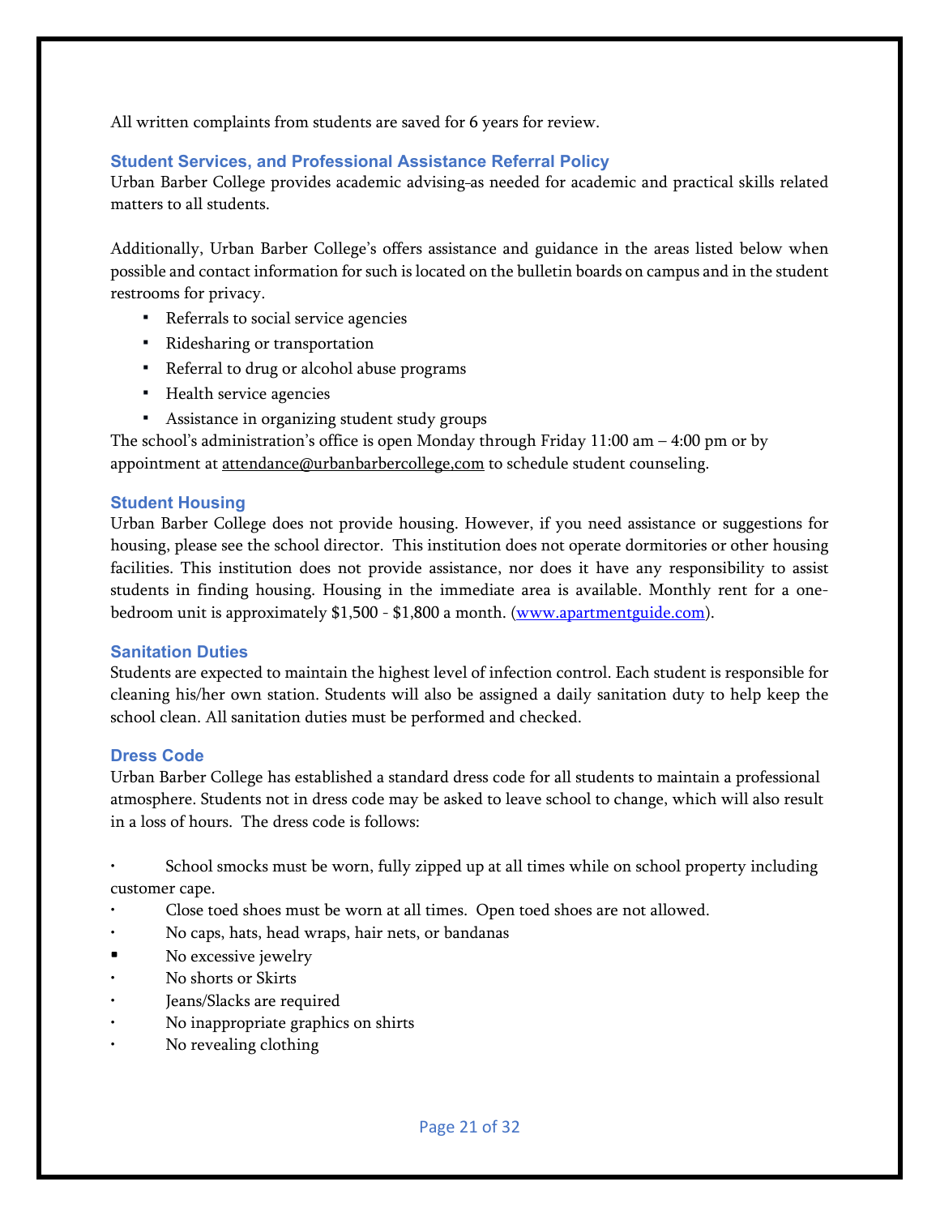All written complaints from students are saved for 6 years for review.

### Student Services, and Professional Assistance Referral Policy

Urban Barber College provides academic advising as needed for academic and practical skills related matters to all students.

Additionally, Urban Barber College's offers assistance and guidance in the areas listed below when possible and contact information for such is located on the bulletin boards on campus and in the student restrooms for privacy.

- Referrals to social service agencies
- Ridesharing or transportation
- Referral to drug or alcohol abuse programs
- Health service agencies
- Assistance in organizing student study groups

The school's administration's office is open Monday through Friday 11:00 am – 4:00 pm or by appointment at attendance@urbanbarbercollege,com to schedule student counseling.

### Student Housing

Urban Barber College does not provide housing. However, if you need assistance or suggestions for housing, please see the school director. This institution does not operate dormitories or other housing facilities. This institution does not provide assistance, nor does it have any responsibility to assist students in finding housing. Housing in the immediate area is available. Monthly rent for a one-bedroom unit is approximately $1,500 - $1,800 a month. (www.apartmentguide.com).

### Sanitation Duties

Students are expected to maintain the highest level of infection control. Each student is responsible for cleaning his/her own station. Students will also be assigned a daily sanitation duty to help keep the school clean. All sanitation duties must be performed and checked.

### Dress Code

Urban Barber College has established a standard dress code for all students to maintain a professional atmosphere. Students not in dress code may be asked to leave school to change, which will also result in a loss of hours. The dress code is follows:

- School smocks must be worn, fully zipped up at all times while on school property including customer cape.
- Close toed shoes must be worn at all times. Open toed shoes are not allowed.
- No caps, hats, head wraps, hair nets, or bandanas
- No excessive jewelry
- No shorts or Skirts
- Jeans/Slacks are required
- No inappropriate graphics on shirts
- No revealing clothing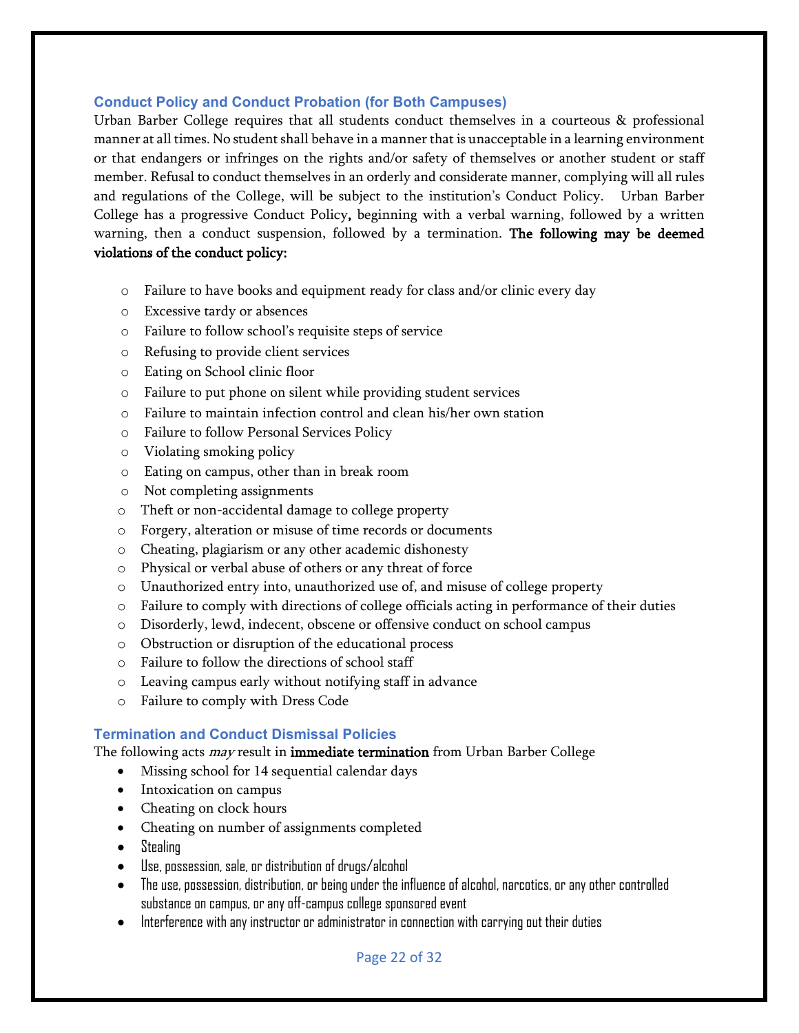### Conduct Policy and Conduct Probation (for Both Campuses)

Urban Barber College requires that all students conduct themselves in a courteous & professional manner at all times. No student shall behave in a manner that is unacceptable in a learning environment or that endangers or infringes on the rights and/or safety of themselves or another student or staff member. Refusal to conduct themselves in an orderly and considerate manner, complying will all rules and regulations of the College, will be subject to the institution's Conduct Policy. Urban Barber College has a progressive Conduct Policy**,** beginning with a verbal warning, followed by a written warning, then a conduct suspension, followed by a termination. **The following may be deemed violations of the conduct policy:**

- Failure to have books and equipment ready for class and/or clinic every day
- Excessive tardy or absences
- Failure to follow school's requisite steps of service
- Refusing to provide client services
- Eating on School clinic floor
- Failure to put phone on silent while providing student services
- Failure to maintain infection control and clean his/her own station
- Failure to follow Personal Services Policy
- Violating smoking policy
- Eating on campus, other than in break room
- Not completing assignments
- Theft or non-accidental damage to college property
- Forgery, alteration or misuse of time records or documents
- Cheating, plagiarism or any other academic dishonesty
- Physical or verbal abuse of others or any threat of force
- Unauthorized entry into, unauthorized use of, and misuse of college property
- Failure to comply with directions of college officials acting in performance of their duties
- Disorderly, lewd, indecent, obscene or offensive conduct on school campus
- Obstruction or disruption of the educational process
- Failure to follow the directions of school staff
- Leaving campus early without notifying staff in advance
- Failure to comply with Dress Code

### Termination and Conduct Dismissal Policies

The following acts *may* result in **immediate termination** from Urban Barber College

- Missing school for 14 sequential calendar days
- Intoxication on campus
- Cheating on clock hours
- Cheating on number of assignments completed
- Stealing
- Use, possession, sale, or distribution of drugs/alcohol
- The use, possession, distribution, or being under the influence of alcohol, narcotics, or any other controlled substance on campus, or any off-campus college sponsored event
- Interference with any instructor or administrator in connection with carrying out their duties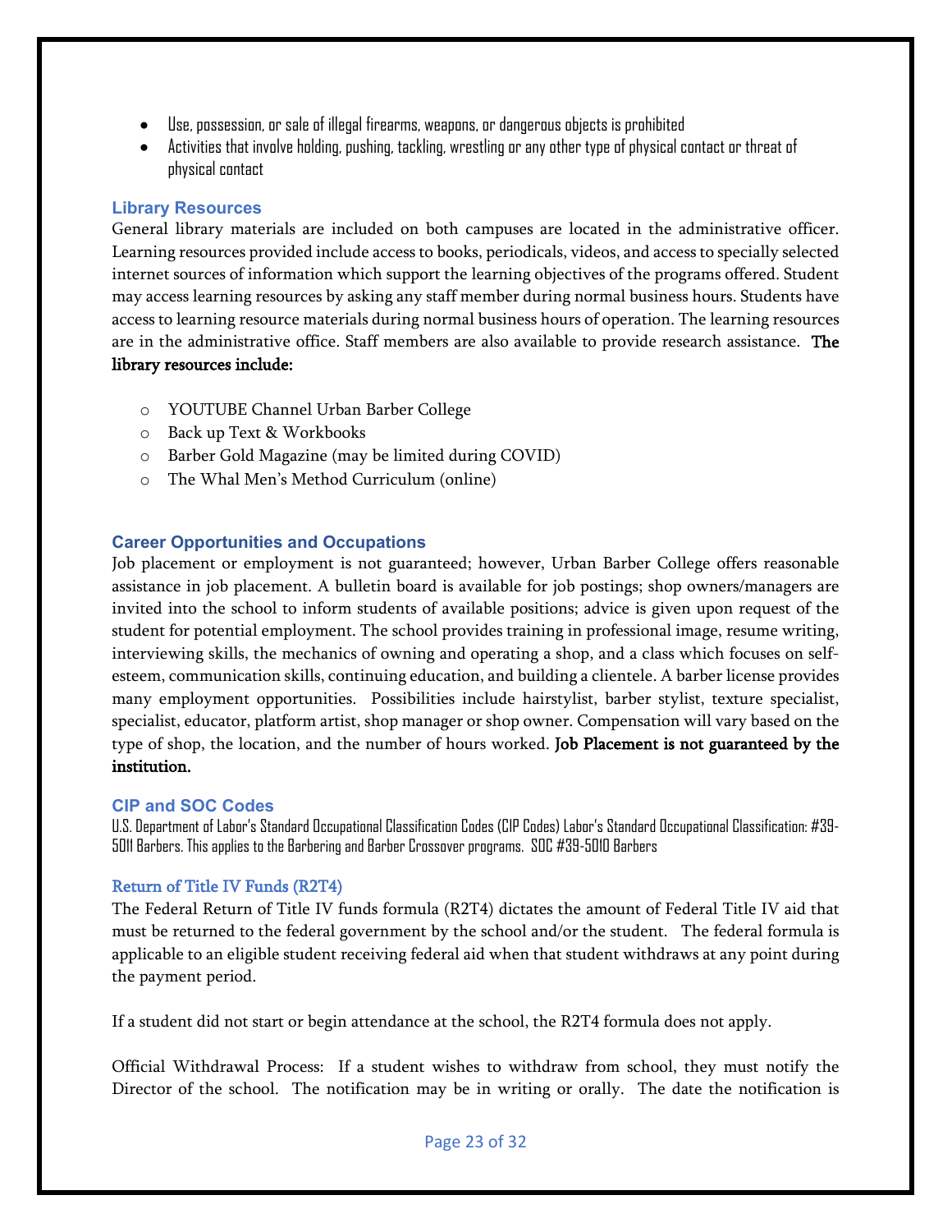- Use, possession, or sale of illegal firearms, weapons, or dangerous objects is prohibited
- Activities that involve holding, pushing, tackling, wrestling or any other type of physical contact or threat of physical contact

### Library Resources

General library materials are included on both campuses are located in the administrative officer. Learning resources provided include access to books, periodicals, videos, and access to specially selected internet sources of information which support the learning objectives of the programs offered. Student may access learning resources by asking any staff member during normal business hours. Students have access to learning resource materials during normal business hours of operation. The learning resources are in the administrative office. Staff members are also available to provide research assistance. **The library resources include:**

- YOUTUBE Channel Urban Barber College
- Back up Text & Workbooks
- Barber Gold Magazine (may be limited during COVID)
- The Whal Men's Method Curriculum (online)

### Career Opportunities and Occupations

Job placement or employment is not guaranteed; however, Urban Barber College offers reasonable assistance in job placement. A bulletin board is available for job postings; shop owners/managers are invited into the school to inform students of available positions; advice is given upon request of the student for potential employment. The school provides training in professional image, resume writing, interviewing skills, the mechanics of owning and operating a shop, and a class which focuses on self-esteem, communication skills, continuing education, and building a clientele. A barber license provides many employment opportunities. Possibilities include hairstylist, barber stylist, texture specialist, specialist, educator, platform artist, shop manager or shop owner. Compensation will vary based on the type of shop, the location, and the number of hours worked. **Job Placement is not guaranteed by the institution.**

### CIP and SOC Codes

U.S. Department of Labor's Standard Occupational Classification Codes (CIP Codes) Labor's Standard Occupational Classification: #39-5011 Barbers. This applies to the Barbering and Barber Crossover programs. SOC #39-5010 Barbers

### Return of Title IV Funds (R2T4)

The Federal Return of Title IV funds formula (R2T4) dictates the amount of Federal Title IV aid that must be returned to the federal government by the school and/or the student. The federal formula is applicable to an eligible student receiving federal aid when that student withdraws at any point during the payment period.

If a student did not start or begin attendance at the school, the R2T4 formula does not apply.

Official Withdrawal Process: If a student wishes to withdraw from school, they must notify the Director of the school. The notification may be in writing or orally. The date the notification is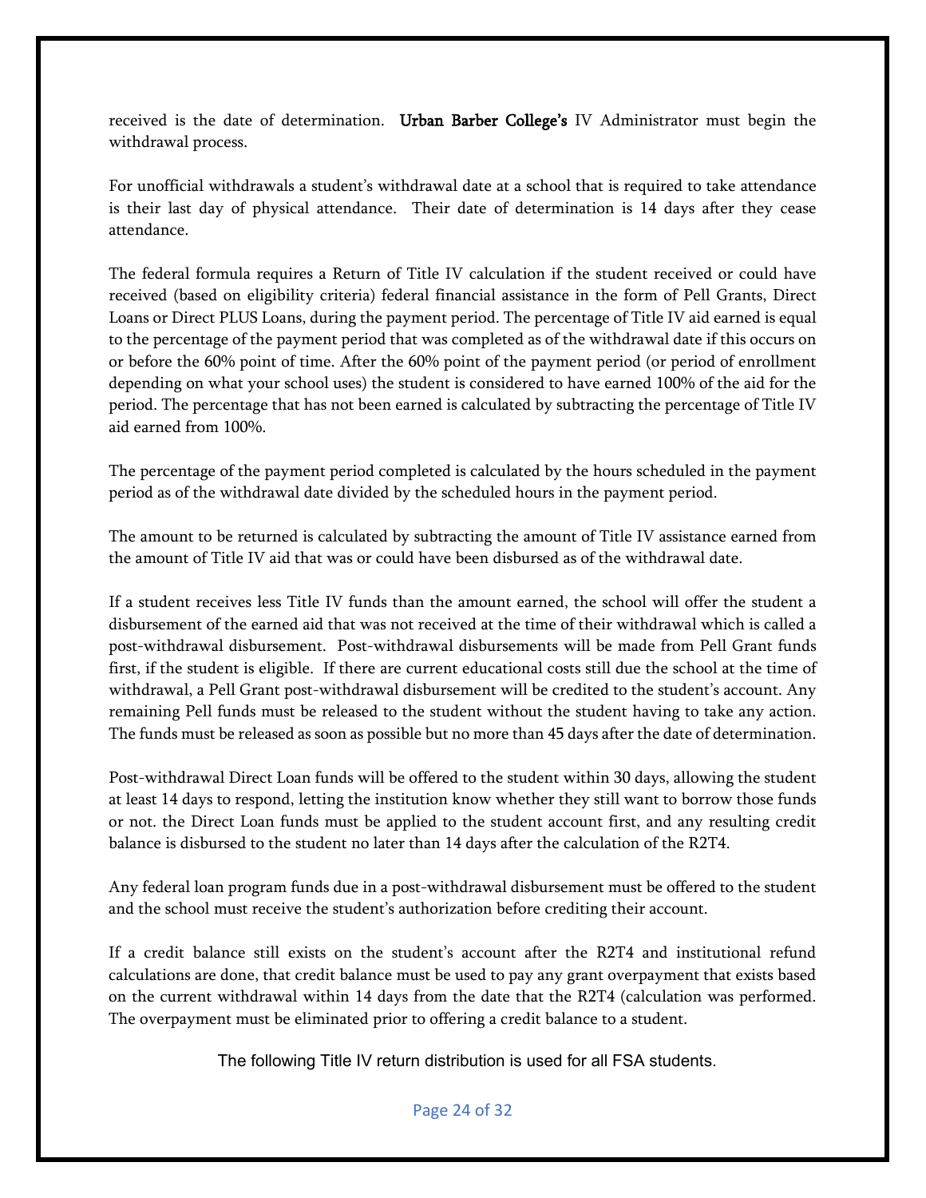received is the date of determination. **Urban Barber College's** IV Administrator must begin the withdrawal process.

For unofficial withdrawals a student's withdrawal date at a school that is required to take attendance is their last day of physical attendance. Their date of determination is 14 days after they cease attendance.

The federal formula requires a Return of Title IV calculation if the student received or could have received (based on eligibility criteria) federal financial assistance in the form of Pell Grants, Direct Loans or Direct PLUS Loans, during the payment period. The percentage of Title IV aid earned is equal to the percentage of the payment period that was completed as of the withdrawal date if this occurs on or before the 60% point of time. After the 60% point of the payment period (or period of enrollment depending on what your school uses) the student is considered to have earned 100% of the aid for the period. The percentage that has not been earned is calculated by subtracting the percentage of Title IV aid earned from 100%.

The percentage of the payment period completed is calculated by the hours scheduled in the payment period as of the withdrawal date divided by the scheduled hours in the payment period.

The amount to be returned is calculated by subtracting the amount of Title IV assistance earned from the amount of Title IV aid that was or could have been disbursed as of the withdrawal date.

If a student receives less Title IV funds than the amount earned, the school will offer the student a disbursement of the earned aid that was not received at the time of their withdrawal which is called a post-withdrawal disbursement. Post-withdrawal disbursements will be made from Pell Grant funds first, if the student is eligible. If there are current educational costs still due the school at the time of withdrawal, a Pell Grant post-withdrawal disbursement will be credited to the student's account. Any remaining Pell funds must be released to the student without the student having to take any action. The funds must be released as soon as possible but no more than 45 days after the date of determination.

Post-withdrawal Direct Loan funds will be offered to the student within 30 days, allowing the student at least 14 days to respond, letting the institution know whether they still want to borrow those funds or not. the Direct Loan funds must be applied to the student account first, and any resulting credit balance is disbursed to the student no later than 14 days after the calculation of the R2T4.

Any federal loan program funds due in a post-withdrawal disbursement must be offered to the student and the school must receive the student's authorization before crediting their account.

If a credit balance still exists on the student's account after the R2T4 and institutional refund calculations are done, that credit balance must be used to pay any grant overpayment that exists based on the current withdrawal within 14 days from the date that the R2T4 (calculation was performed. The overpayment must be eliminated prior to offering a credit balance to a student.

The following Title IV return distribution is used for all FSA students.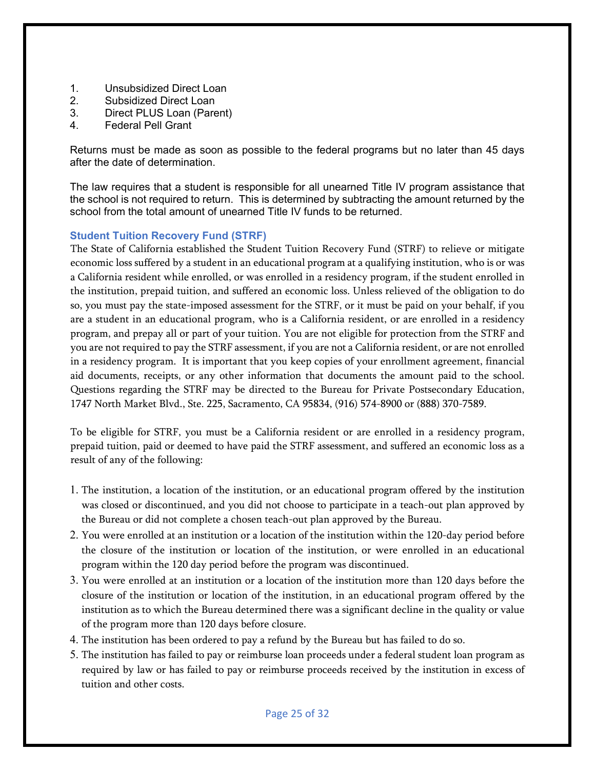1. Unsubsidized Direct Loan
2. Subsidized Direct Loan
3. Direct PLUS Loan (Parent)
4. Federal Pell Grant

Returns must be made as soon as possible to the federal programs but no later than 45 days after the date of determination.

The law requires that a student is responsible for all unearned Title IV program assistance that the school is not required to return. This is determined by subtracting the amount returned by the school from the total amount of unearned Title IV funds to be returned.

### Student Tuition Recovery Fund (STRF)

The State of California established the Student Tuition Recovery Fund (STRF) to relieve or mitigate economic loss suffered by a student in an educational program at a qualifying institution, who is or was a California resident while enrolled, or was enrolled in a residency program, if the student enrolled in the institution, prepaid tuition, and suffered an economic loss. Unless relieved of the obligation to do so, you must pay the state-imposed assessment for the STRF, or it must be paid on your behalf, if you are a student in an educational program, who is a California resident, or are enrolled in a residency program, and prepay all or part of your tuition. You are not eligible for protection from the STRF and you are not required to pay the STRF assessment, if you are not a California resident, or are not enrolled in a residency program. It is important that you keep copies of your enrollment agreement, financial aid documents, receipts, or any other information that documents the amount paid to the school. Questions regarding the STRF may be directed to the Bureau for Private Postsecondary Education, 1747 North Market Blvd., Ste. 225, Sacramento, CA 95834, (916) 574-8900 or (888) 370-7589.

To be eligible for STRF, you must be a California resident or are enrolled in a residency program, prepaid tuition, paid or deemed to have paid the STRF assessment, and suffered an economic loss as a result of any of the following:

1. The institution, a location of the institution, or an educational program offered by the institution was closed or discontinued, and you did not choose to participate in a teach-out plan approved by the Bureau or did not complete a chosen teach-out plan approved by the Bureau.
2. You were enrolled at an institution or a location of the institution within the 120-day period before the closure of the institution or location of the institution, or were enrolled in an educational program within the 120 day period before the program was discontinued.
3. You were enrolled at an institution or a location of the institution more than 120 days before the closure of the institution or location of the institution, in an educational program offered by the institution as to which the Bureau determined there was a significant decline in the quality or value of the program more than 120 days before closure.
4. The institution has been ordered to pay a refund by the Bureau but has failed to do so.
5. The institution has failed to pay or reimburse loan proceeds under a federal student loan program as required by law or has failed to pay or reimburse proceeds received by the institution in excess of tuition and other costs.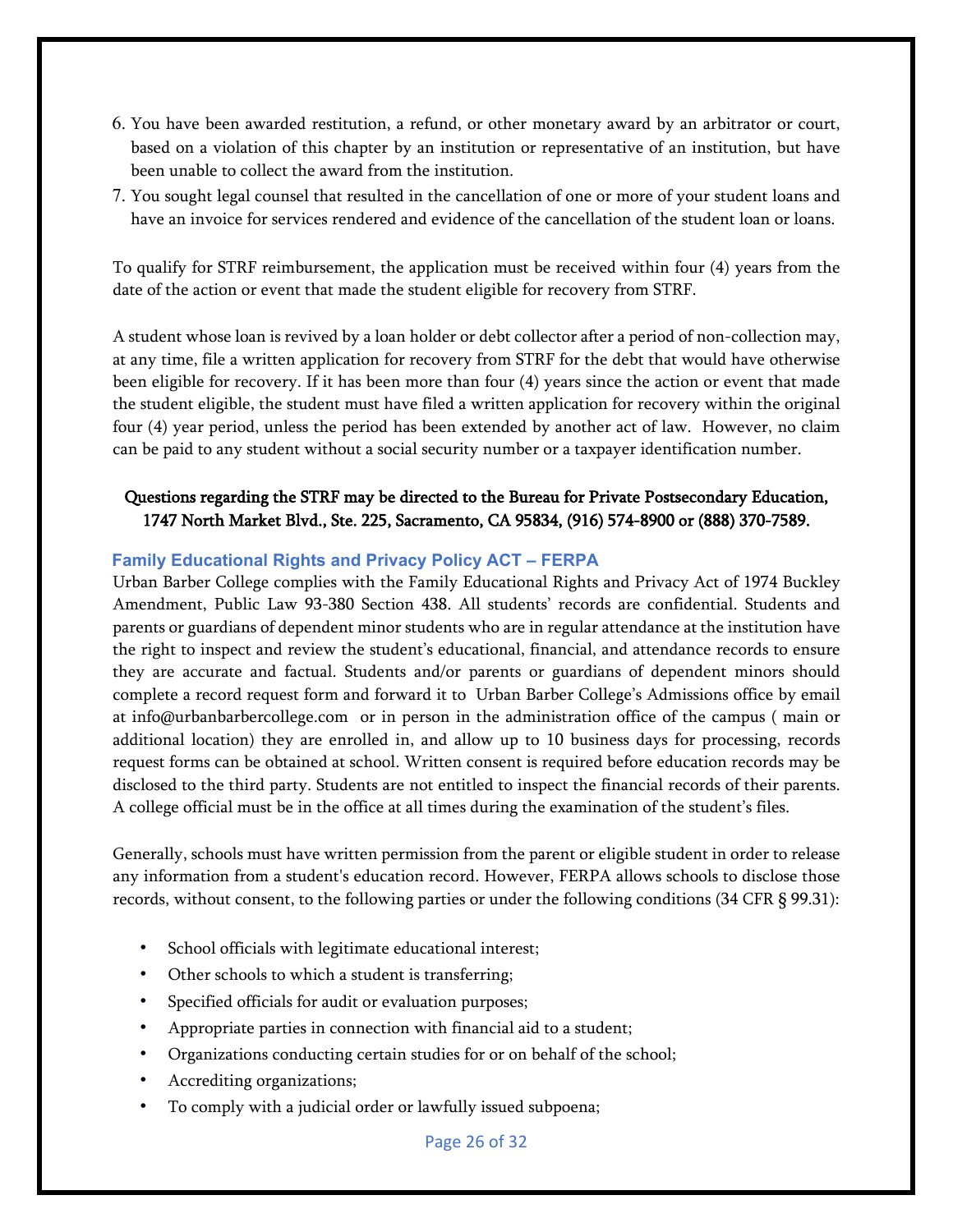6. You have been awarded restitution, a refund, or other monetary award by an arbitrator or court, based on a violation of this chapter by an institution or representative of an institution, but have been unable to collect the award from the institution.
7. You sought legal counsel that resulted in the cancellation of one or more of your student loans and have an invoice for services rendered and evidence of the cancellation of the student loan or loans.

To qualify for STRF reimbursement, the application must be received within four (4) years from the date of the action or event that made the student eligible for recovery from STRF.

A student whose loan is revived by a loan holder or debt collector after a period of non-collection may, at any time, file a written application for recovery from STRF for the debt that would have otherwise been eligible for recovery. If it has been more than four (4) years since the action or event that made the student eligible, the student must have filed a written application for recovery within the original four (4) year period, unless the period has been extended by another act of law. However, no claim can be paid to any student without a social security number or a taxpayer identification number.

**Questions regarding the STRF may be directed to the Bureau for Private Postsecondary Education, 1747 North Market Blvd., Ste. 225, Sacramento, CA 95834, (916) 574-8900 or (888) 370-7589.**

### Family Educational Rights and Privacy Policy ACT – FERPA

Urban Barber College complies with the Family Educational Rights and Privacy Act of 1974 Buckley Amendment, Public Law 93-380 Section 438. All students' records are confidential. Students and parents or guardians of dependent minor students who are in regular attendance at the institution have the right to inspect and review the student's educational, financial, and attendance records to ensure they are accurate and factual. Students and/or parents or guardians of dependent minors should complete a record request form and forward it to Urban Barber College's Admissions office by email at info@urbanbarbercollege.com or in person in the administration office of the campus ( main or additional location) they are enrolled in, and allow up to 10 business days for processing, records request forms can be obtained at school. Written consent is required before education records may be disclosed to the third party. Students are not entitled to inspect the financial records of their parents. A college official must be in the office at all times during the examination of the student's files.

Generally, schools must have written permission from the parent or eligible student in order to release any information from a student's education record. However, FERPA allows schools to disclose those records, without consent, to the following parties or under the following conditions (34 CFR § 99.31):

- School officials with legitimate educational interest;
- Other schools to which a student is transferring;
- Specified officials for audit or evaluation purposes;
- Appropriate parties in connection with financial aid to a student;
- Organizations conducting certain studies for or on behalf of the school;
- Accrediting organizations;
- To comply with a judicial order or lawfully issued subpoena;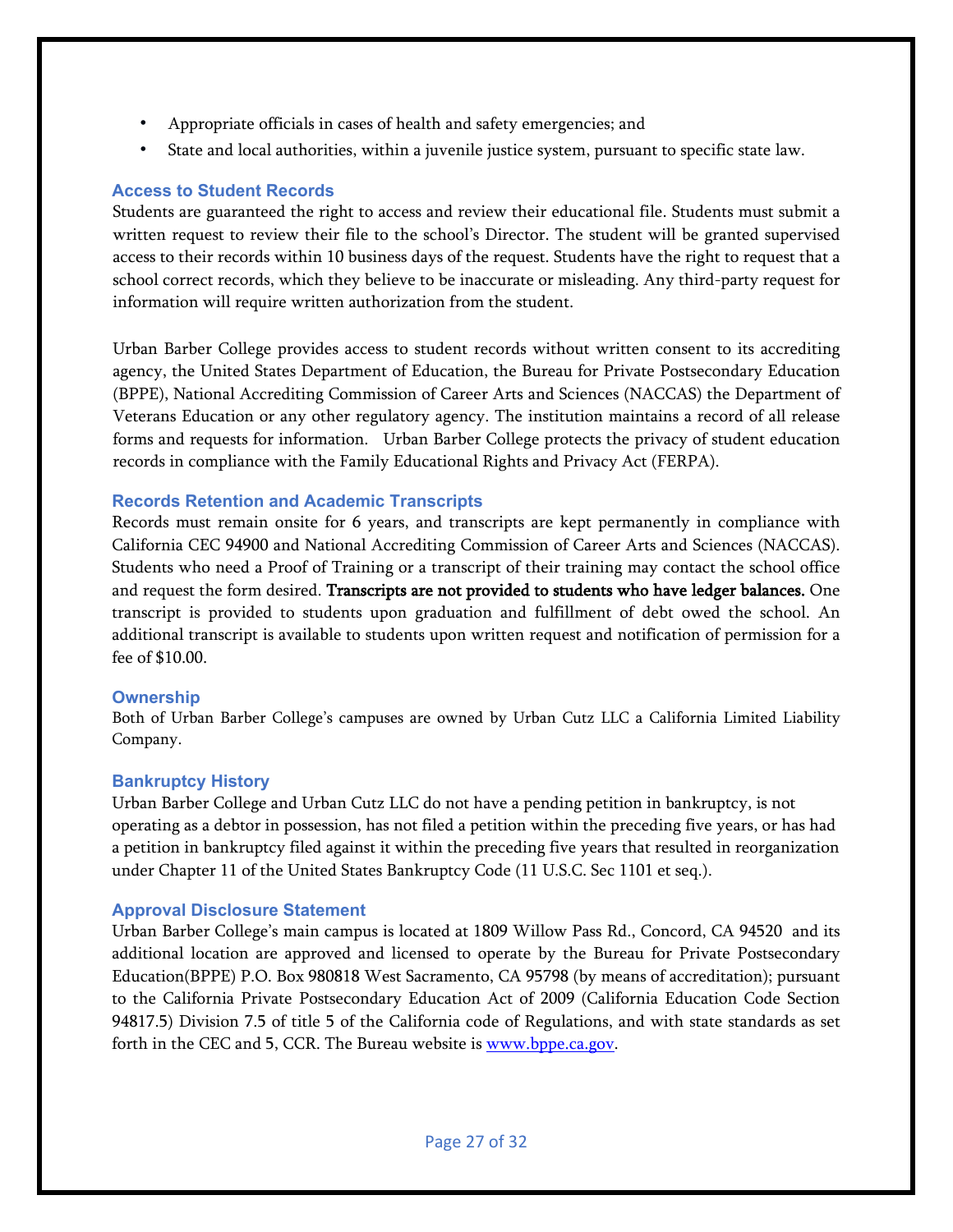- Appropriate officials in cases of health and safety emergencies; and
- State and local authorities, within a juvenile justice system, pursuant to specific state law.

### Access to Student Records

Students are guaranteed the right to access and review their educational file. Students must submit a written request to review their file to the school's Director. The student will be granted supervised access to their records within 10 business days of the request. Students have the right to request that a school correct records, which they believe to be inaccurate or misleading. Any third-party request for information will require written authorization from the student.

Urban Barber College provides access to student records without written consent to its accrediting agency, the United States Department of Education, the Bureau for Private Postsecondary Education (BPPE), National Accrediting Commission of Career Arts and Sciences (NACCAS) the Department of Veterans Education or any other regulatory agency. The institution maintains a record of all release forms and requests for information. Urban Barber College protects the privacy of student education records in compliance with the Family Educational Rights and Privacy Act (FERPA).

### Records Retention and Academic Transcripts

Records must remain onsite for 6 years, and transcripts are kept permanently in compliance with California CEC 94900 and National Accrediting Commission of Career Arts and Sciences (NACCAS). Students who need a Proof of Training or a transcript of their training may contact the school office and request the form desired. **Transcripts are not provided to students who have ledger balances.** One transcript is provided to students upon graduation and fulfillment of debt owed the school. An additional transcript is available to students upon written request and notification of permission for a fee of $10.00.

### Ownership

Both of Urban Barber College's campuses are owned by Urban Cutz LLC a California Limited Liability Company.

### Bankruptcy History

Urban Barber College and Urban Cutz LLC do not have a pending petition in bankruptcy, is not operating as a debtor in possession, has not filed a petition within the preceding five years, or has had a petition in bankruptcy filed against it within the preceding five years that resulted in reorganization under Chapter 11 of the United States Bankruptcy Code (11 U.S.C. Sec 1101 et seq.).

### Approval Disclosure Statement

Urban Barber College's main campus is located at 1809 Willow Pass Rd., Concord, CA 94520 and its additional location are approved and licensed to operate by the Bureau for Private Postsecondary Education(BPPE) P.O. Box 980818 West Sacramento, CA 95798 (by means of accreditation); pursuant to the California Private Postsecondary Education Act of 2009 (California Education Code Section 94817.5) Division 7.5 of title 5 of the California code of Regulations, and with state standards as set forth in the CEC and 5, CCR. The Bureau website is [www.bppe.ca.gov](http://www.bppe.ca.gov).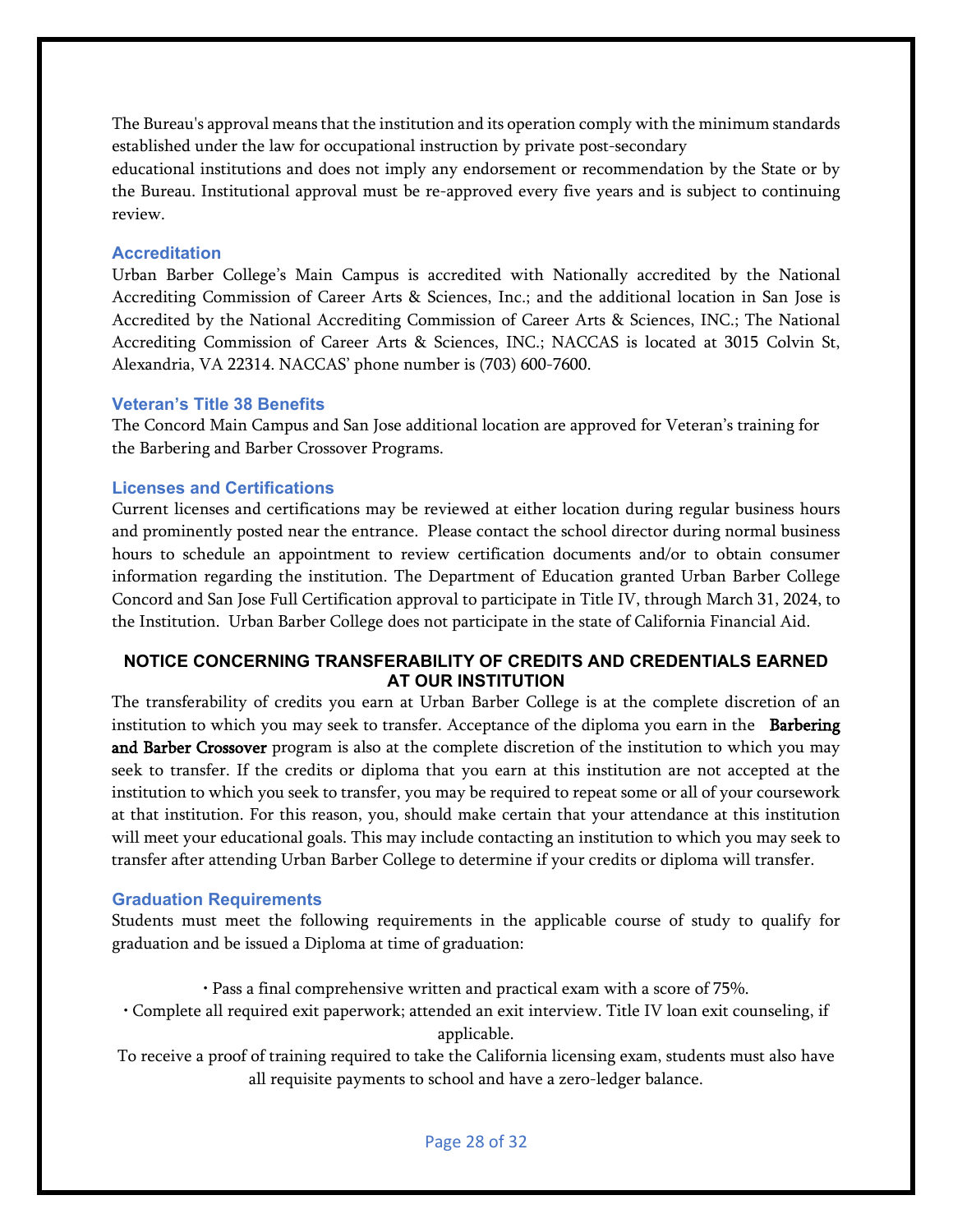The Bureau's approval means that the institution and its operation comply with the minimum standards established under the law for occupational instruction by private post-secondary educational institutions and does not imply any endorsement or recommendation by the State or by the Bureau. Institutional approval must be re-approved every five years and is subject to continuing review.

### Accreditation

Urban Barber College's Main Campus is accredited with Nationally accredited by the National Accrediting Commission of Career Arts & Sciences, Inc.; and the additional location in San Jose is Accredited by the National Accrediting Commission of Career Arts & Sciences, INC.; The National Accrediting Commission of Career Arts & Sciences, INC.; NACCAS is located at 3015 Colvin St, Alexandria, VA 22314. NACCAS' phone number is (703) 600-7600.

### Veteran's Title 38 Benefits

The Concord Main Campus and San Jose additional location are approved for Veteran's training for the Barbering and Barber Crossover Programs.

### Licenses and Certifications

Current licenses and certifications may be reviewed at either location during regular business hours and prominently posted near the entrance. Please contact the school director during normal business hours to schedule an appointment to review certification documents and/or to obtain consumer information regarding the institution. The Department of Education granted Urban Barber College Concord and San Jose Full Certification approval to participate in Title IV, through March 31, 2024, to the Institution. Urban Barber College does not participate in the state of California Financial Aid.

### NOTICE CONCERNING TRANSFERABILITY OF CREDITS AND CREDENTIALS EARNED AT OUR INSTITUTION

The transferability of credits you earn at Urban Barber College is at the complete discretion of an institution to which you may seek to transfer. Acceptance of the diploma you earn in the **Barbering and Barber Crossover** program is also at the complete discretion of the institution to which you may seek to transfer. If the credits or diploma that you earn at this institution are not accepted at the institution to which you seek to transfer, you may be required to repeat some or all of your coursework at that institution. For this reason, you, should make certain that your attendance at this institution will meet your educational goals. This may include contacting an institution to which you may seek to transfer after attending Urban Barber College to determine if your credits or diploma will transfer.

### Graduation Requirements

Students must meet the following requirements in the applicable course of study to qualify for graduation and be issued a Diploma at time of graduation:

- Pass a final comprehensive written and practical exam with a score of 75%.
- Complete all required exit paperwork; attended an exit interview. Title IV loan exit counseling, if applicable.

To receive a proof of training required to take the California licensing exam, students must also have all requisite payments to school and have a zero-ledger balance.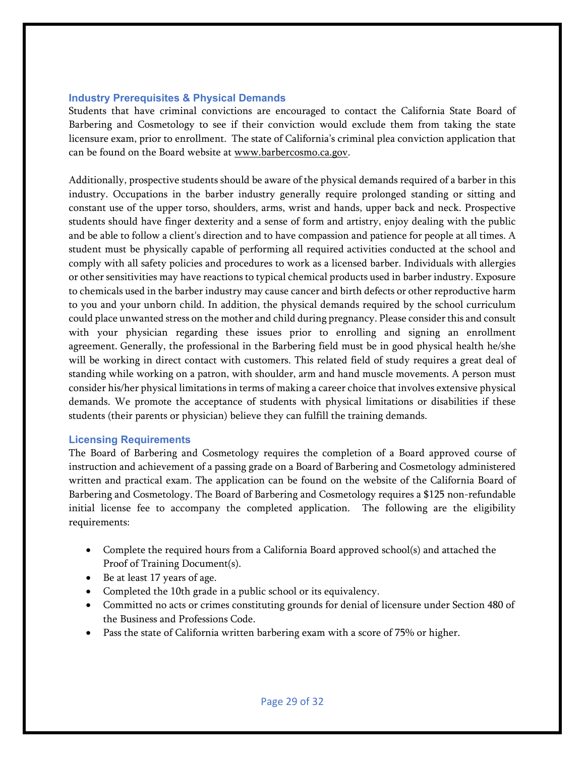## Industry Prerequisites & Physical Demands

Students that have criminal convictions are encouraged to contact the California State Board of Barbering and Cosmetology to see if their conviction would exclude them from taking the state licensure exam, prior to enrollment. The state of California's criminal plea conviction application that can be found on the Board website at www.barbercosmo.ca.gov.

Additionally, prospective students should be aware of the physical demands required of a barber in this industry. Occupations in the barber industry generally require prolonged standing or sitting and constant use of the upper torso, shoulders, arms, wrist and hands, upper back and neck. Prospective students should have finger dexterity and a sense of form and artistry, enjoy dealing with the public and be able to follow a client's direction and to have compassion and patience for people at all times. A student must be physically capable of performing all required activities conducted at the school and comply with all safety policies and procedures to work as a licensed barber. Individuals with allergies or other sensitivities may have reactions to typical chemical products used in barber industry. Exposure to chemicals used in the barber industry may cause cancer and birth defects or other reproductive harm to you and your unborn child. In addition, the physical demands required by the school curriculum could place unwanted stress on the mother and child during pregnancy. Please consider this and consult with your physician regarding these issues prior to enrolling and signing an enrollment agreement. Generally, the professional in the Barbering field must be in good physical health he/she will be working in direct contact with customers. This related field of study requires a great deal of standing while working on a patron, with shoulder, arm and hand muscle movements. A person must consider his/her physical limitations in terms of making a career choice that involves extensive physical demands. We promote the acceptance of students with physical limitations or disabilities if these students (their parents or physician) believe they can fulfill the training demands.

## Licensing Requirements

The Board of Barbering and Cosmetology requires the completion of a Board approved course of instruction and achievement of a passing grade on a Board of Barbering and Cosmetology administered written and practical exam. The application can be found on the website of the California Board of Barbering and Cosmetology. The Board of Barbering and Cosmetology requires a $125 non-refundable initial license fee to accompany the completed application. The following are the eligibility requirements:

- Complete the required hours from a California Board approved school(s) and attached the Proof of Training Document(s).
- Be at least 17 years of age.
- Completed the 10th grade in a public school or its equivalency.
- Committed no acts or crimes constituting grounds for denial of licensure under Section 480 of the Business and Professions Code.
- Pass the state of California written barbering exam with a score of 75% or higher.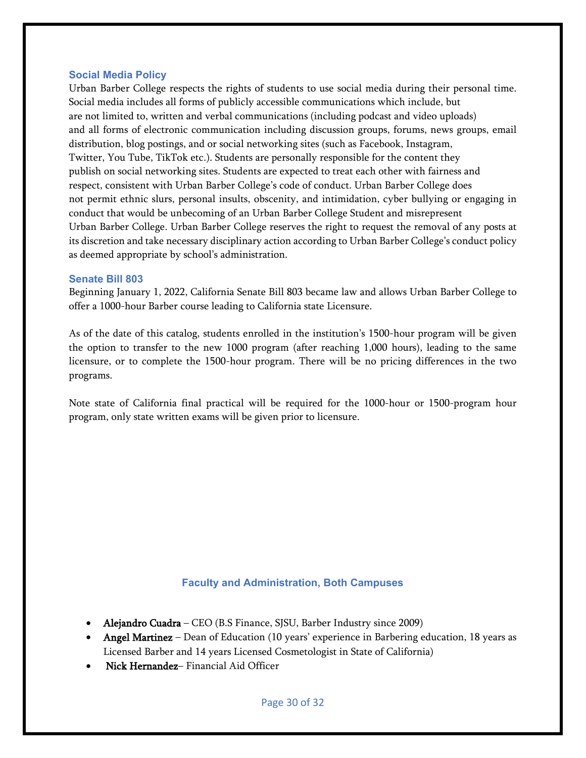## Social Media Policy

Urban Barber College respects the rights of students to use social media during their personal time. Social media includes all forms of publicly accessible communications which include, but are not limited to, written and verbal communications (including podcast and video uploads) and all forms of electronic communication including discussion groups, forums, news groups, email distribution, blog postings, and or social networking sites (such as Facebook, Instagram, Twitter, You Tube, TikTok etc.). Students are personally responsible for the content they publish on social networking sites. Students are expected to treat each other with fairness and respect, consistent with Urban Barber College's code of conduct. Urban Barber College does not permit ethnic slurs, personal insults, obscenity, and intimidation, cyber bullying or engaging in conduct that would be unbecoming of an Urban Barber College Student and misrepresent Urban Barber College. Urban Barber College reserves the right to request the removal of any posts at its discretion and take necessary disciplinary action according to Urban Barber College's conduct policy as deemed appropriate by school's administration.

## Senate Bill 803

Beginning January 1, 2022, California Senate Bill 803 became law and allows Urban Barber College to offer a 1000-hour Barber course leading to California state Licensure.

As of the date of this catalog, students enrolled in the institution's 1500-hour program will be given the option to transfer to the new 1000 program (after reaching 1,000 hours), leading to the same licensure, or to complete the 1500-hour program. There will be no pricing differences in the two programs.

Note state of California final practical will be required for the 1000-hour or 1500-program hour program, only state written exams will be given prior to licensure.

## Faculty and Administration, Both Campuses

- **Alejandro Cuadra** – CEO (B.S Finance, SJSU, Barber Industry since 2009)
- **Angel Martinez** – Dean of Education (10 years' experience in Barbering education, 18 years as Licensed Barber and 14 years Licensed Cosmetologist in State of California)
- **Nick Hernandez**– Financial Aid Officer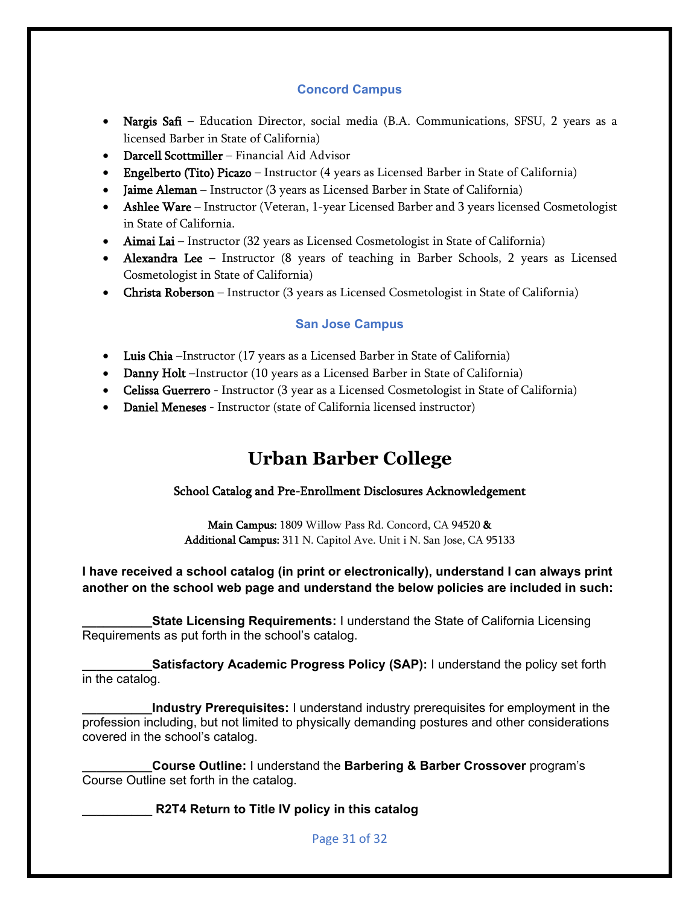### Concord Campus

- **Nargis Safi** – Education Director, social media (B.A. Communications, SFSU, 2 years as a licensed Barber in State of California)
- **Darcell Scottmiller** – Financial Aid Advisor
- **Engelberto (Tito) Picazo** – Instructor (4 years as Licensed Barber in State of California)
- **Jaime Aleman** – Instructor (3 years as Licensed Barber in State of California)
- **Ashlee Ware** – Instructor (Veteran, 1-year Licensed Barber and 3 years licensed Cosmetologist in State of California.
- **Aimai Lai** – Instructor (32 years as Licensed Cosmetologist in State of California)
- **Alexandra Lee** – Instructor (8 years of teaching in Barber Schools, 2 years as Licensed Cosmetologist in State of California)
- **Christa Roberson** – Instructor (3 years as Licensed Cosmetologist in State of California)

### San Jose Campus

- **Luis Chia** –Instructor (17 years as a Licensed Barber in State of California)
- **Danny Holt** –Instructor (10 years as a Licensed Barber in State of California)
- **Celissa Guerrero** - Instructor (3 year as a Licensed Cosmetologist in State of California)
- **Daniel Meneses** - Instructor (state of California licensed instructor)

# Urban Barber College

School Catalog and Pre-Enrollment Disclosures Acknowledgement

**Main Campus:** 1809 Willow Pass Rd. Concord, CA 94520 **&**
**Additional Campus:** 311 N. Capitol Ave. Unit i N. San Jose, CA 95133

**I have received a school catalog (in print or electronically), understand I can always print another on the school web page and understand the below policies are included in such:**

__________**State Licensing Requirements:** I understand the State of California Licensing Requirements as put forth in the school's catalog.

__________**Satisfactory Academic Progress Policy (SAP):** I understand the policy set forth in the catalog.

__________**Industry Prerequisites:** I understand industry prerequisites for employment in the profession including, but not limited to physically demanding postures and other considerations covered in the school's catalog.

__________**Course Outline:** I understand the **Barbering & Barber Crossover** program's Course Outline set forth in the catalog.

__________ **R2T4 Return to Title IV policy in this catalog**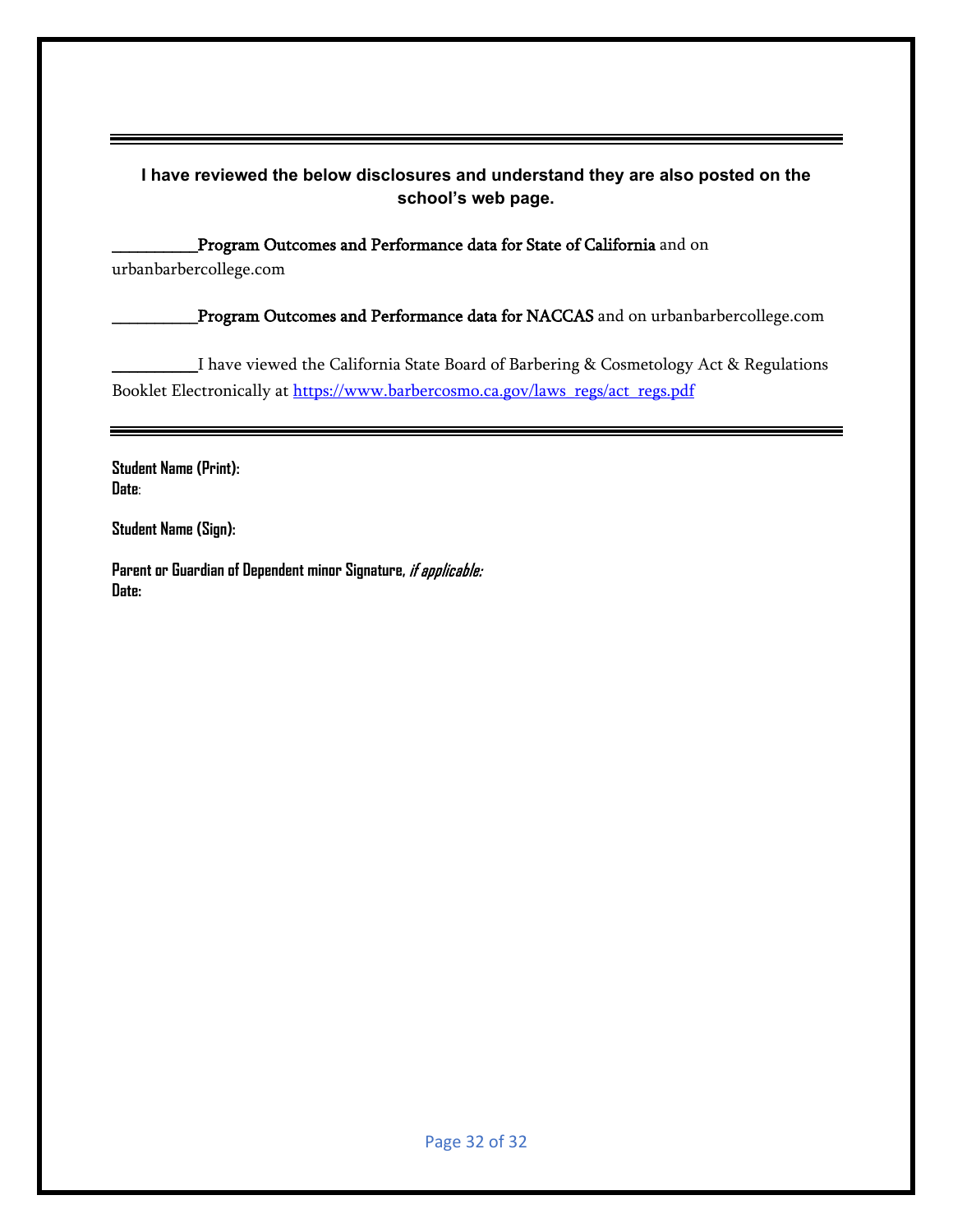---

**I have reviewed the below disclosures and understand they are also posted on the school's web page.**

__________Program Outcomes and Performance data for State of California and on urbanbarbercollege.com

__________Program Outcomes and Performance data for NACCAS and on urbanbarbercollege.com

__________I have viewed the California State Board of Barbering & Cosmetology Act & Regulations Booklet Electronically at [https://www.barbercosmo.ca.gov/laws_regs/act_regs.pdf](https://www.barbercosmo.ca.gov/laws_regs/act_regs.pdf)

---

**Student Name (Print):**
**Date**:

**Student Name (Sign):**

**Parent or Guardian of Dependent minor Signature,** ***if applicable:***
**Date:**